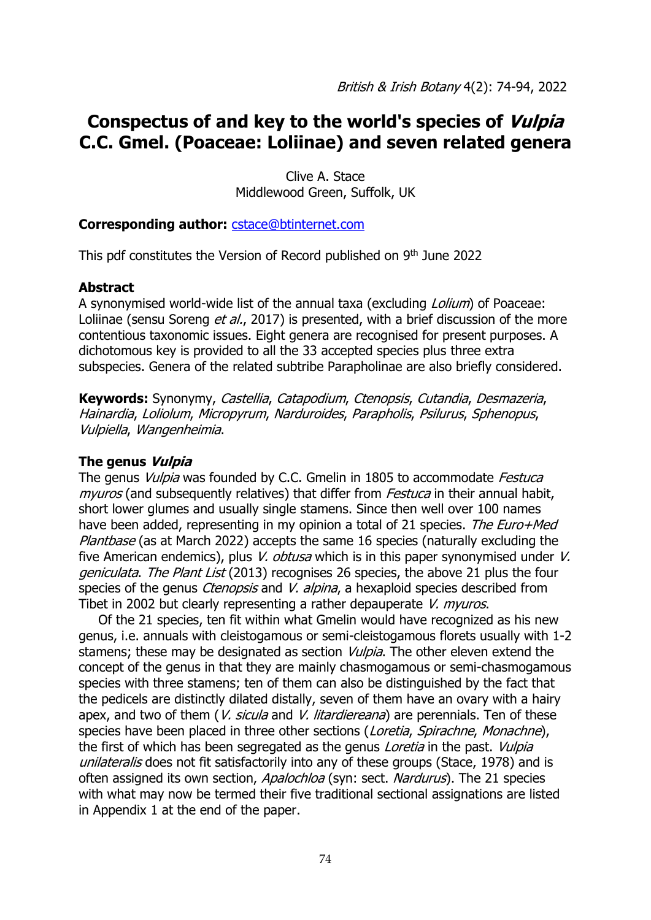# Conspectus of and key to the world's species of *Vulpia* C.C. Gmel. (Poaceae: Loliinae) and seven related genera

Clive A. Stace
Middlewood Green, Suffolk, UK

**Corresponding author:** cstace@btinternet.com

This pdf constitutes the Version of Record published on 9th June 2022

## Abstract

A synonymised world-wide list of the annual taxa (excluding *Lolium*) of Poaceae: Loliinae (sensu Soreng *et al*., 2017) is presented, with a brief discussion of the more contentious taxonomic issues. Eight genera are recognised for present purposes. A dichotomous key is provided to all the 33 accepted species plus three extra subspecies. Genera of the related subtribe Parapholinae are also briefly considered.

**Keywords:** Synonymy, *Castellia*, *Catapodium*, *Ctenopsis*, *Cutandia*, *Desmazeria*, *Hainardia*, *Loliolum*, *Micropyrum*, *Narduroides*, *Parapholis*, *Psilurus*, *Sphenopus*, *Vulpiella*, *Wangenheimia*.

## The genus *Vulpia*

The genus *Vulpia* was founded by C.C. Gmelin in 1805 to accommodate *Festuca myuros* (and subsequently relatives) that differ from *Festuca* in their annual habit, short lower glumes and usually single stamens. Since then well over 100 names have been added, representing in my opinion a total of 21 species. *The Euro+Med Plantbase* (as at March 2022) accepts the same 16 species (naturally excluding the five American endemics), plus *V. obtusa* which is in this paper synonymised under *V. geniculata*. *The Plant List* (2013) recognises 26 species, the above 21 plus the four species of the genus *Ctenopsis* and *V. alpina*, a hexaploid species described from Tibet in 2002 but clearly representing a rather depauperate *V. myuros*.

Of the 21 species, ten fit within what Gmelin would have recognized as his new genus, i.e. annuals with cleistogamous or semi-cleistogamous florets usually with 1-2 stamens; these may be designated as section *Vulpia*. The other eleven extend the concept of the genus in that they are mainly chasmogamous or semi-chasmogamous species with three stamens; ten of them can also be distinguished by the fact that the pedicels are distinctly dilated distally, seven of them have an ovary with a hairy apex, and two of them (*V. sicula* and *V. litardiereana*) are perennials. Ten of these species have been placed in three other sections (*Loretia*, *Spirachne*, *Monachne*), the first of which has been segregated as the genus *Loretia* in the past. *Vulpia unilateralis* does not fit satisfactorily into any of these groups (Stace, 1978) and is often assigned its own section, *Apalochloa* (syn: sect. *Nardurus*). The 21 species with what may now be termed their five traditional sectional assignations are listed in Appendix 1 at the end of the paper.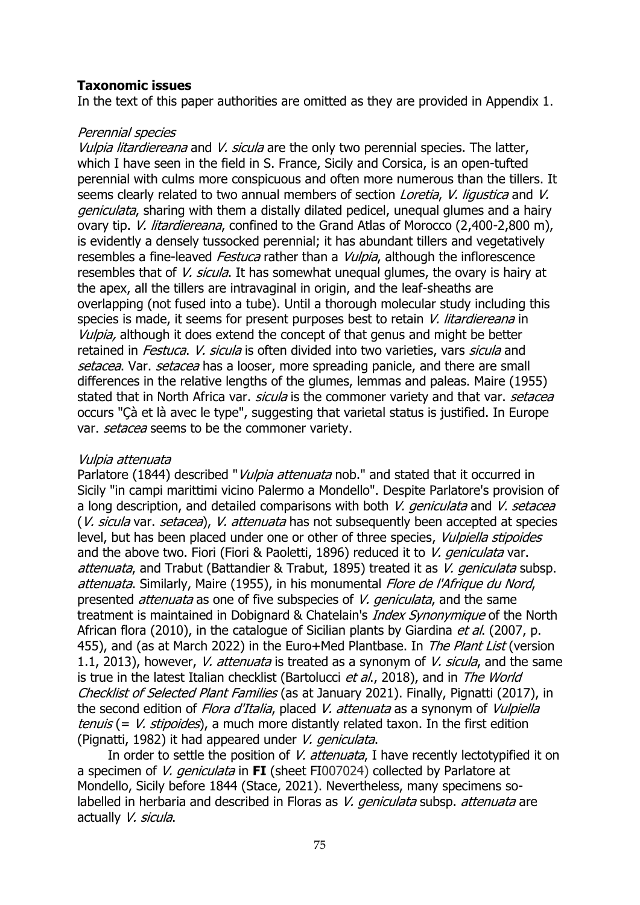## Taxonomic issues

In the text of this paper authorities are omitted as they are provided in Appendix 1.

### *Perennial species*

*Vulpia litardiereana* and *V. sicula* are the only two perennial species. The latter, which I have seen in the field in S. France, Sicily and Corsica, is an open-tufted perennial with culms more conspicuous and often more numerous than the tillers. It seems clearly related to two annual members of section *Loretia*, *V. ligustica* and *V. geniculata*, sharing with them a distally dilated pedicel, unequal glumes and a hairy ovary tip. *V. litardiereana*, confined to the Grand Atlas of Morocco (2,400-2,800 m), is evidently a densely tussocked perennial; it has abundant tillers and vegetatively resembles a fine-leaved *Festuca* rather than a *Vulpia*, although the inflorescence resembles that of *V. sicula*. It has somewhat unequal glumes, the ovary is hairy at the apex, all the tillers are intravaginal in origin, and the leaf-sheaths are overlapping (not fused into a tube). Until a thorough molecular study including this species is made, it seems for present purposes best to retain *V. litardiereana* in *Vulpia,* although it does extend the concept of that genus and might be better retained in *Festuca*. *V. sicula* is often divided into two varieties, vars *sicula* and *setacea*. Var. *setacea* has a looser, more spreading panicle, and there are small differences in the relative lengths of the glumes, lemmas and paleas. Maire (1955) stated that in North Africa var. *sicula* is the commoner variety and that var. *setacea* occurs "Çà et là avec le type", suggesting that varietal status is justified. In Europe var. *setacea* seems to be the commoner variety.

### *Vulpia attenuata*

Parlatore (1844) described "*Vulpia attenuata* nob." and stated that it occurred in Sicily "in campi marittimi vicino Palermo a Mondello". Despite Parlatore's provision of a long description, and detailed comparisons with both *V. geniculata* and *V. setacea* (*V. sicula* var. *setacea*), *V. attenuata* has not subsequently been accepted at species level, but has been placed under one or other of three species, *Vulpiella stipoides* and the above two. Fiori (Fiori & Paoletti, 1896) reduced it to *V. geniculata* var. *attenuata*, and Trabut (Battandier & Trabut, 1895) treated it as *V. geniculata* subsp. *attenuata*. Similarly, Maire (1955), in his monumental *Flore de l'Afrique du Nord*, presented *attenuata* as one of five subspecies of *V. geniculata*, and the same treatment is maintained in Dobignard & Chatelain's *Index Synonymique* of the North African flora (2010), in the catalogue of Sicilian plants by Giardina *et al*. (2007, p. 455), and (as at March 2022) in the Euro+Med Plantbase. In *The Plant List* (version 1.1, 2013), however, *V. attenuata* is treated as a synonym of *V. sicula*, and the same is true in the latest Italian checklist (Bartolucci *et al*., 2018), and in *The World Checklist of Selected Plant Families* (as at January 2021). Finally, Pignatti (2017), in the second edition of *Flora d'Italia*, placed *V. attenuata* as a synonym of *Vulpiella tenuis* (= *V. stipoides*), a much more distantly related taxon. In the first edition (Pignatti, 1982) it had appeared under *V. geniculata*.

In order to settle the position of *V. attenuata*, I have recently lectotypified it on a specimen of *V. geniculata* in **FI** (sheet FI007024) collected by Parlatore at Mondello, Sicily before 1844 (Stace, 2021). Nevertheless, many specimens so-labelled in herbaria and described in Floras as *V. geniculata* subsp. *attenuata* are actually *V. sicula*.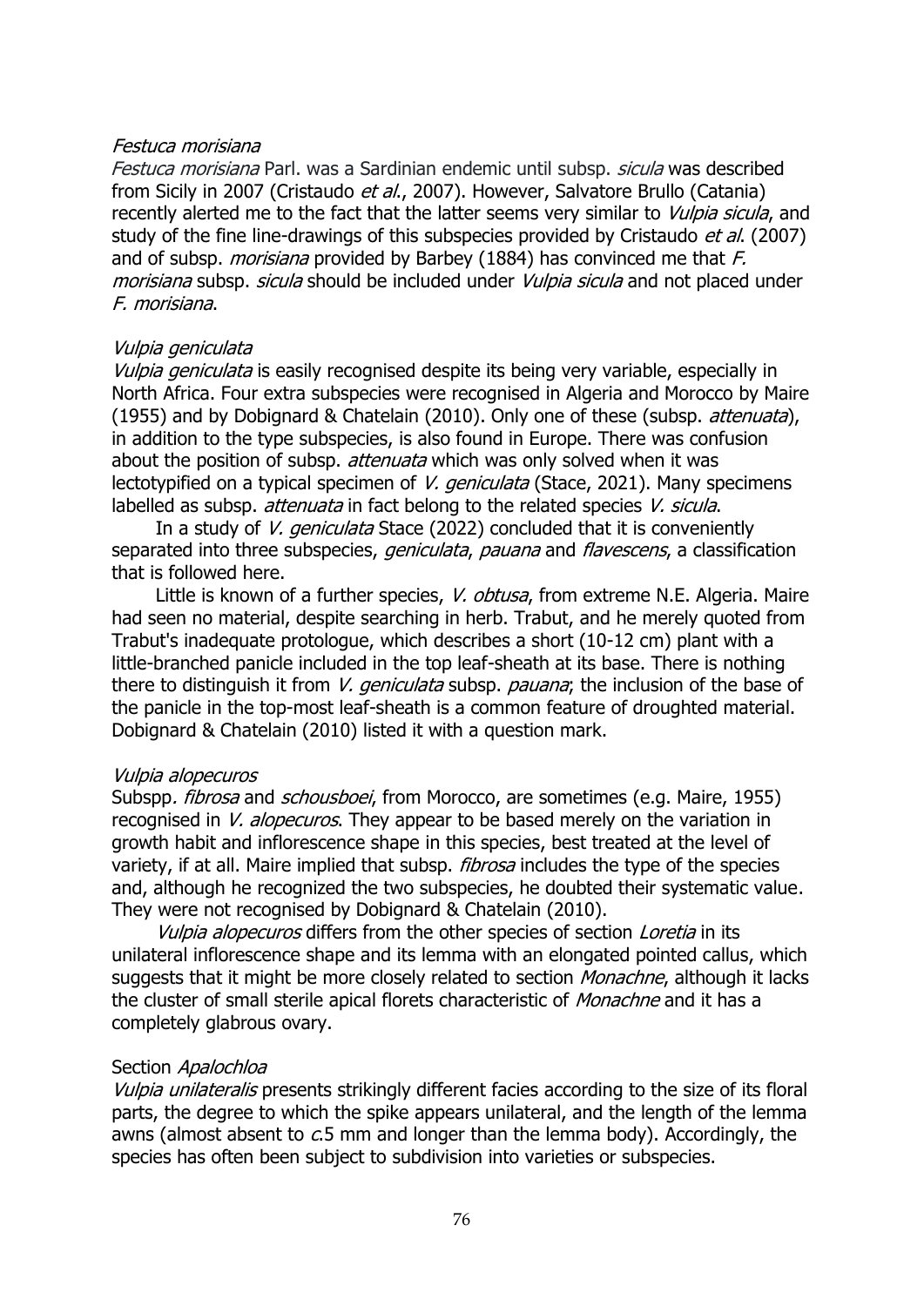*Festuca morisiana*

*Festuca morisiana* Parl. was a Sardinian endemic until subsp. *sicula* was described from Sicily in 2007 (Cristaudo *et al.*, 2007). However, Salvatore Brullo (Catania) recently alerted me to the fact that the latter seems very similar to *Vulpia sicula*, and study of the fine line-drawings of this subspecies provided by Cristaudo *et al.* (2007) and of subsp. *morisiana* provided by Barbey (1884) has convinced me that *F. morisiana* subsp. *sicula* should be included under *Vulpia sicula* and not placed under *F. morisiana*.

*Vulpia geniculata*

*Vulpia geniculata* is easily recognised despite its being very variable, especially in North Africa. Four extra subspecies were recognised in Algeria and Morocco by Maire (1955) and by Dobignard & Chatelain (2010). Only one of these (subsp. *attenuata*), in addition to the type subspecies, is also found in Europe. There was confusion about the position of subsp. *attenuata* which was only solved when it was lectotypified on a typical specimen of *V. geniculata* (Stace, 2021). Many specimens labelled as subsp. *attenuata* in fact belong to the related species *V. sicula*.

In a study of *V. geniculata* Stace (2022) concluded that it is conveniently separated into three subspecies, *geniculata*, *pauana* and *flavescens*, a classification that is followed here.

Little is known of a further species, *V. obtusa*, from extreme N.E. Algeria. Maire had seen no material, despite searching in herb. Trabut, and he merely quoted from Trabut's inadequate protologue, which describes a short (10-12 cm) plant with a little-branched panicle included in the top leaf-sheath at its base. There is nothing there to distinguish it from *V. geniculata* subsp. *pauana*; the inclusion of the base of the panicle in the top-most leaf-sheath is a common feature of droughted material. Dobignard & Chatelain (2010) listed it with a question mark.

*Vulpia alopecuros*

Subspp. *fibrosa* and *schousboei*, from Morocco, are sometimes (e.g. Maire, 1955) recognised in *V. alopecuros*. They appear to be based merely on the variation in growth habit and inflorescence shape in this species, best treated at the level of variety, if at all. Maire implied that subsp. *fibrosa* includes the type of the species and, although he recognized the two subspecies, he doubted their systematic value. They were not recognised by Dobignard & Chatelain (2010).

*Vulpia alopecuros* differs from the other species of section *Loretia* in its unilateral inflorescence shape and its lemma with an elongated pointed callus, which suggests that it might be more closely related to section *Monachne*, although it lacks the cluster of small sterile apical florets characteristic of *Monachne* and it has a completely glabrous ovary.

Section *Apalochloa*

*Vulpia unilateralis* presents strikingly different facies according to the size of its floral parts, the degree to which the spike appears unilateral, and the length of the lemma awns (almost absent to *c.*5 mm and longer than the lemma body). Accordingly, the species has often been subject to subdivision into varieties or subspecies.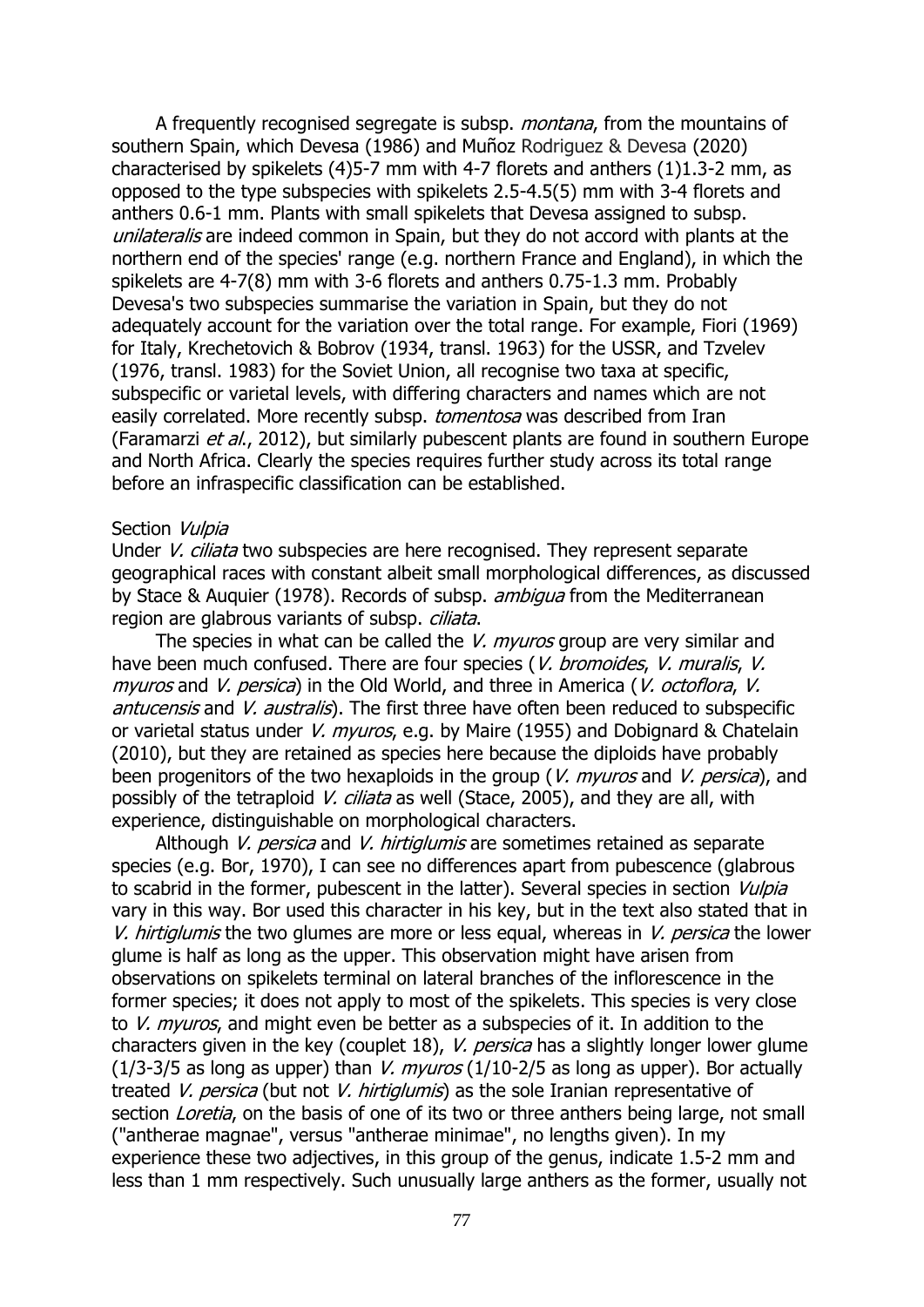A frequently recognised segregate is subsp. *montana*, from the mountains of southern Spain, which Devesa (1986) and Muñoz Rodriguez & Devesa (2020) characterised by spikelets (4)5-7 mm with 4-7 florets and anthers (1)1.3-2 mm, as opposed to the type subspecies with spikelets 2.5-4.5(5) mm with 3-4 florets and anthers 0.6-1 mm. Plants with small spikelets that Devesa assigned to subsp. *unilateralis* are indeed common in Spain, but they do not accord with plants at the northern end of the species' range (e.g. northern France and England), in which the spikelets are 4-7(8) mm with 3-6 florets and anthers 0.75-1.3 mm. Probably Devesa's two subspecies summarise the variation in Spain, but they do not adequately account for the variation over the total range. For example, Fiori (1969) for Italy, Krechetovich & Bobrov (1934, transl. 1963) for the USSR, and Tzvelev (1976, transl. 1983) for the Soviet Union, all recognise two taxa at specific, subspecific or varietal levels, with differing characters and names which are not easily correlated. More recently subsp. *tomentosa* was described from Iran (Faramarzi *et al*., 2012), but similarly pubescent plants are found in southern Europe and North Africa. Clearly the species requires further study across its total range before an infraspecific classification can be established.

Section *Vulpia*
Under *V. ciliata* two subspecies are here recognised. They represent separate geographical races with constant albeit small morphological differences, as discussed by Stace & Auquier (1978). Records of subsp. *ambigua* from the Mediterranean region are glabrous variants of subsp. *ciliata*.

The species in what can be called the *V. myuros* group are very similar and have been much confused. There are four species (*V. bromoides*, *V. muralis*, *V. myuros* and *V. persica*) in the Old World, and three in America (*V. octoflora*, *V. antucensis* and *V. australis*). The first three have often been reduced to subspecific or varietal status under *V. myuros*, e.g. by Maire (1955) and Dobignard & Chatelain (2010), but they are retained as species here because the diploids have probably been progenitors of the two hexaploids in the group (*V. myuros* and *V. persica*), and possibly of the tetraploid *V. ciliata* as well (Stace, 2005), and they are all, with experience, distinguishable on morphological characters.

Although *V. persica* and *V. hirtiglumis* are sometimes retained as separate species (e.g. Bor, 1970), I can see no differences apart from pubescence (glabrous to scabrid in the former, pubescent in the latter). Several species in section *Vulpia* vary in this way. Bor used this character in his key, but in the text also stated that in *V. hirtiglumis* the two glumes are more or less equal, whereas in *V. persica* the lower glume is half as long as the upper. This observation might have arisen from observations on spikelets terminal on lateral branches of the inflorescence in the former species; it does not apply to most of the spikelets. This species is very close to *V. myuros*, and might even be better as a subspecies of it. In addition to the characters given in the key (couplet 18), *V. persica* has a slightly longer lower glume (1/3-3/5 as long as upper) than *V. myuros* (1/10-2/5 as long as upper). Bor actually treated *V. persica* (but not *V. hirtiglumis*) as the sole Iranian representative of section *Loretia*, on the basis of one of its two or three anthers being large, not small ("antherae magnae", versus "antherae minimae", no lengths given). In my experience these two adjectives, in this group of the genus, indicate 1.5-2 mm and less than 1 mm respectively. Such unusually large anthers as the former, usually not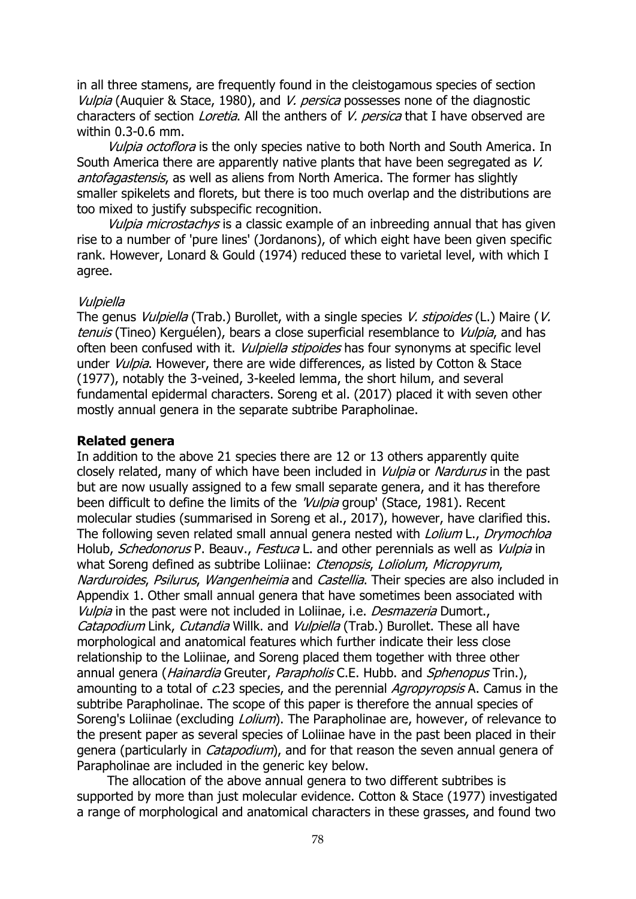in all three stamens, are frequently found in the cleistogamous species of section *Vulpia* (Auquier & Stace, 1980), and *V. persica* possesses none of the diagnostic characters of section *Loretia*. All the anthers of *V. persica* that I have observed are within 0.3-0.6 mm.

*Vulpia octoflora* is the only species native to both North and South America. In South America there are apparently native plants that have been segregated as *V. antofagastensis*, as well as aliens from North America. The former has slightly smaller spikelets and florets, but there is too much overlap and the distributions are too mixed to justify subspecific recognition.

*Vulpia microstachys* is a classic example of an inbreeding annual that has given rise to a number of 'pure lines' (Jordanons), of which eight have been given specific rank. However, Lonard & Gould (1974) reduced these to varietal level, with which I agree.

*Vulpiella*

The genus *Vulpiella* (Trab.) Burollet, with a single species *V. stipoides* (L.) Maire (*V. tenuis* (Tineo) Kerguélen), bears a close superficial resemblance to *Vulpia*, and has often been confused with it. *Vulpiella stipoides* has four synonyms at specific level under *Vulpia*. However, there are wide differences, as listed by Cotton & Stace (1977), notably the 3-veined, 3-keeled lemma, the short hilum, and several fundamental epidermal characters. Soreng et al. (2017) placed it with seven other mostly annual genera in the separate subtribe Parapholinae.

**Related genera**

In addition to the above 21 species there are 12 or 13 others apparently quite closely related, many of which have been included in *Vulpia* or *Nardurus* in the past but are now usually assigned to a few small separate genera, and it has therefore been difficult to define the limits of the *'Vulpia* group' (Stace, 1981). Recent molecular studies (summarised in Soreng et al., 2017), however, have clarified this. The following seven related small annual genera nested with *Lolium* L., *Drymochloa* Holub, *Schedonorus* P. Beauv., *Festuca* L. and other perennials as well as *Vulpia* in what Soreng defined as subtribe Loliinae: *Ctenopsis*, *Loliolum*, *Micropyrum*, *Narduroides*, *Psilurus*, *Wangenheimia* and *Castellia*. Their species are also included in Appendix 1. Other small annual genera that have sometimes been associated with *Vulpia* in the past were not included in Loliinae, i.e. *Desmazeria* Dumort., *Catapodium* Link, *Cutandia* Willk. and *Vulpiella* (Trab.) Burollet. These all have morphological and anatomical features which further indicate their less close relationship to the Loliinae, and Soreng placed them together with three other annual genera (*Hainardia* Greuter, *Parapholis* C.E. Hubb. and *Sphenopus* Trin.), amounting to a total of *c.*23 species, and the perennial *Agropyropsis* A. Camus in the subtribe Parapholinae. The scope of this paper is therefore the annual species of Soreng's Loliinae (excluding *Lolium*). The Parapholinae are, however, of relevance to the present paper as several species of Loliinae have in the past been placed in their genera (particularly in *Catapodium*), and for that reason the seven annual genera of Parapholinae are included in the generic key below.

The allocation of the above annual genera to two different subtribes is supported by more than just molecular evidence. Cotton & Stace (1977) investigated a range of morphological and anatomical characters in these grasses, and found two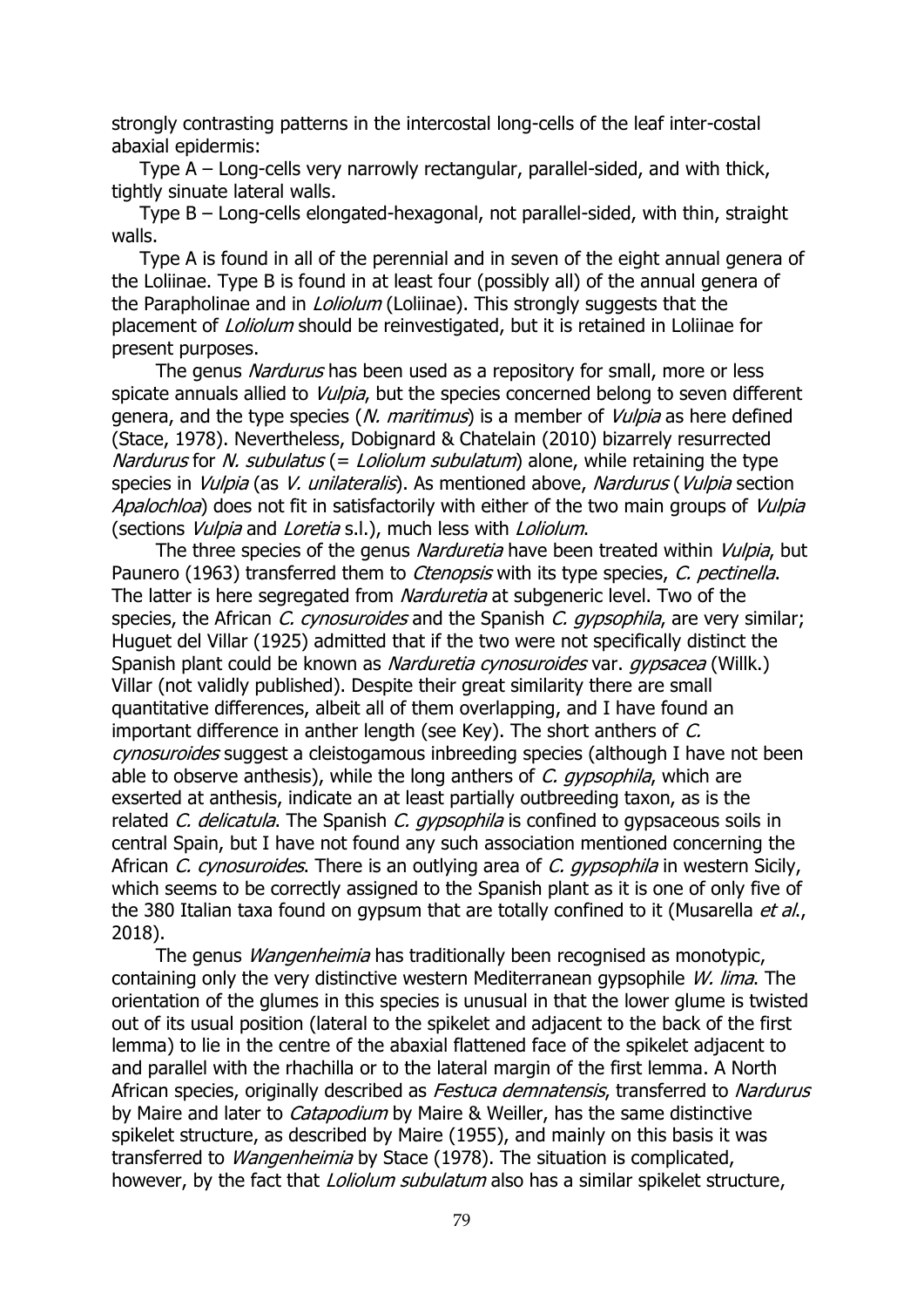strongly contrasting patterns in the intercostal long-cells of the leaf inter-costal abaxial epidermis:

Type A – Long-cells very narrowly rectangular, parallel-sided, and with thick, tightly sinuate lateral walls.

Type B – Long-cells elongated-hexagonal, not parallel-sided, with thin, straight walls.

Type A is found in all of the perennial and in seven of the eight annual genera of the Loliinae. Type B is found in at least four (possibly all) of the annual genera of the Parapholinae and in *Loliolum* (Loliinae). This strongly suggests that the placement of *Loliolum* should be reinvestigated, but it is retained in Loliinae for present purposes.

The genus *Nardurus* has been used as a repository for small, more or less spicate annuals allied to *Vulpia*, but the species concerned belong to seven different genera, and the type species (*N. maritimus*) is a member of *Vulpia* as here defined (Stace, 1978). Nevertheless, Dobignard & Chatelain (2010) bizarrely resurrected *Nardurus* for *N. subulatus* (= *Loliolum subulatum*) alone, while retaining the type species in *Vulpia* (as *V. unilateralis*). As mentioned above, *Nardurus* (*Vulpia* section *Apalochloa*) does not fit in satisfactorily with either of the two main groups of *Vulpia* (sections *Vulpia* and *Loretia* s.l.), much less with *Loliolum*.

The three species of the genus *Narduretia* have been treated within *Vulpia*, but Paunero (1963) transferred them to *Ctenopsis* with its type species, *C. pectinella*. The latter is here segregated from *Narduretia* at subgeneric level. Two of the species, the African *C. cynosuroides* and the Spanish *C. gypsophila*, are very similar; Huguet del Villar (1925) admitted that if the two were not specifically distinct the Spanish plant could be known as *Narduretia cynosuroides* var. *gypsacea* (Willk.) Villar (not validly published). Despite their great similarity there are small quantitative differences, albeit all of them overlapping, and I have found an important difference in anther length (see Key). The short anthers of *C. cynosuroides* suggest a cleistogamous inbreeding species (although I have not been able to observe anthesis), while the long anthers of *C. gypsophila*, which are exserted at anthesis, indicate an at least partially outbreeding taxon, as is the related *C. delicatula*. The Spanish *C. gypsophila* is confined to gypsaceous soils in central Spain, but I have not found any such association mentioned concerning the African *C. cynosuroides*. There is an outlying area of *C. gypsophila* in western Sicily, which seems to be correctly assigned to the Spanish plant as it is one of only five of the 380 Italian taxa found on gypsum that are totally confined to it (Musarella *et al.*, 2018).

The genus *Wangenheimia* has traditionally been recognised as monotypic, containing only the very distinctive western Mediterranean gypsophile *W. lima*. The orientation of the glumes in this species is unusual in that the lower glume is twisted out of its usual position (lateral to the spikelet and adjacent to the back of the first lemma) to lie in the centre of the abaxial flattened face of the spikelet adjacent to and parallel with the rhachilla or to the lateral margin of the first lemma. A North African species, originally described as *Festuca demnatensis*, transferred to *Nardurus* by Maire and later to *Catapodium* by Maire & Weiller, has the same distinctive spikelet structure, as described by Maire (1955), and mainly on this basis it was transferred to *Wangenheimia* by Stace (1978). The situation is complicated, however, by the fact that *Loliolum subulatum* also has a similar spikelet structure,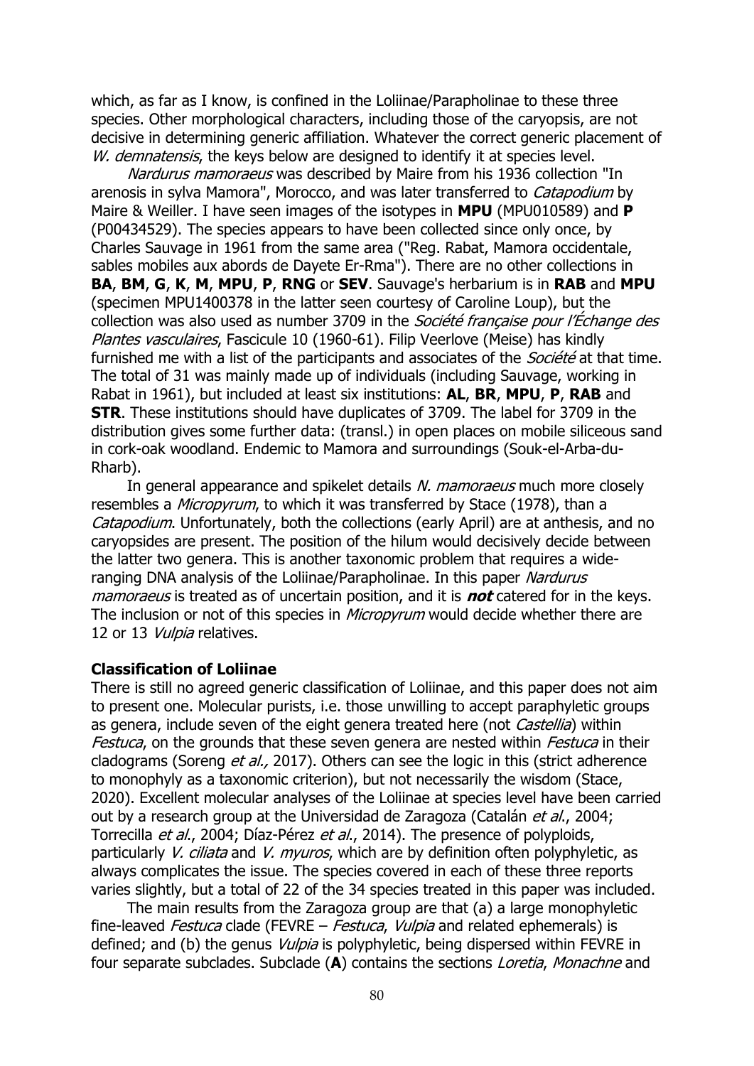which, as far as I know, is confined in the Loliinae/Parapholinae to these three species. Other morphological characters, including those of the caryopsis, are not decisive in determining generic affiliation. Whatever the correct generic placement of *W. demnatensis*, the keys below are designed to identify it at species level.

*Nardurus mamoraeus* was described by Maire from his 1936 collection "In arenosis in sylva Mamora", Morocco, and was later transferred to *Catapodium* by Maire & Weiller. I have seen images of the isotypes in **MPU** (MPU010589) and **P** (P00434529). The species appears to have been collected since only once, by Charles Sauvage in 1961 from the same area ("Reg. Rabat, Mamora occidentale, sables mobiles aux abords de Dayete Er-Rma"). There are no other collections in **BA**, **BM**, **G**, **K**, **M**, **MPU**, **P**, **RNG** or **SEV**. Sauvage's herbarium is in **RAB** and **MPU** (specimen MPU1400378 in the latter seen courtesy of Caroline Loup), but the collection was also used as number 3709 in the *Société française pour l'Échange des Plantes vasculaires*, Fascicule 10 (1960-61). Filip Veerlove (Meise) has kindly furnished me with a list of the participants and associates of the *Société* at that time. The total of 31 was mainly made up of individuals (including Sauvage, working in Rabat in 1961), but included at least six institutions: **AL**, **BR**, **MPU**, **P**, **RAB** and **STR**. These institutions should have duplicates of 3709. The label for 3709 in the distribution gives some further data: (transl.) in open places on mobile siliceous sand in cork-oak woodland. Endemic to Mamora and surroundings (Souk-el-Arba-du-Rharb).

In general appearance and spikelet details *N. mamoraeus* much more closely resembles a *Micropyrum*, to which it was transferred by Stace (1978), than a *Catapodium*. Unfortunately, both the collections (early April) are at anthesis, and no caryopsides are present. The position of the hilum would decisively decide between the latter two genera. This is another taxonomic problem that requires a wide-ranging DNA analysis of the Loliinae/Parapholinae. In this paper *Nardurus mamoraeus* is treated as of uncertain position, and it is ***not*** catered for in the keys. The inclusion or not of this species in *Micropyrum* would decide whether there are 12 or 13 *Vulpia* relatives.

**Classification of Loliinae**

There is still no agreed generic classification of Loliinae, and this paper does not aim to present one. Molecular purists, i.e. those unwilling to accept paraphyletic groups as genera, include seven of the eight genera treated here (not *Castellia*) within *Festuca*, on the grounds that these seven genera are nested within *Festuca* in their cladograms (Soreng *et al.,* 2017). Others can see the logic in this (strict adherence to monophyly as a taxonomic criterion), but not necessarily the wisdom (Stace, 2020). Excellent molecular analyses of the Loliinae at species level have been carried out by a research group at the Universidad de Zaragoza (Catalán *et al.*, 2004; Torrecilla *et al.*, 2004; Díaz-Pérez *et al.*, 2014). The presence of polyploids, particularly *V. ciliata* and *V. myuros*, which are by definition often polyphyletic, as always complicates the issue. The species covered in each of these three reports varies slightly, but a total of 22 of the 34 species treated in this paper was included.

The main results from the Zaragoza group are that (a) a large monophyletic fine-leaved *Festuca* clade (FEVRE – *Festuca*, *Vulpia* and related ephemerals) is defined; and (b) the genus *Vulpia* is polyphyletic, being dispersed within FEVRE in four separate subclades. Subclade (**A**) contains the sections *Loretia*, *Monachne* and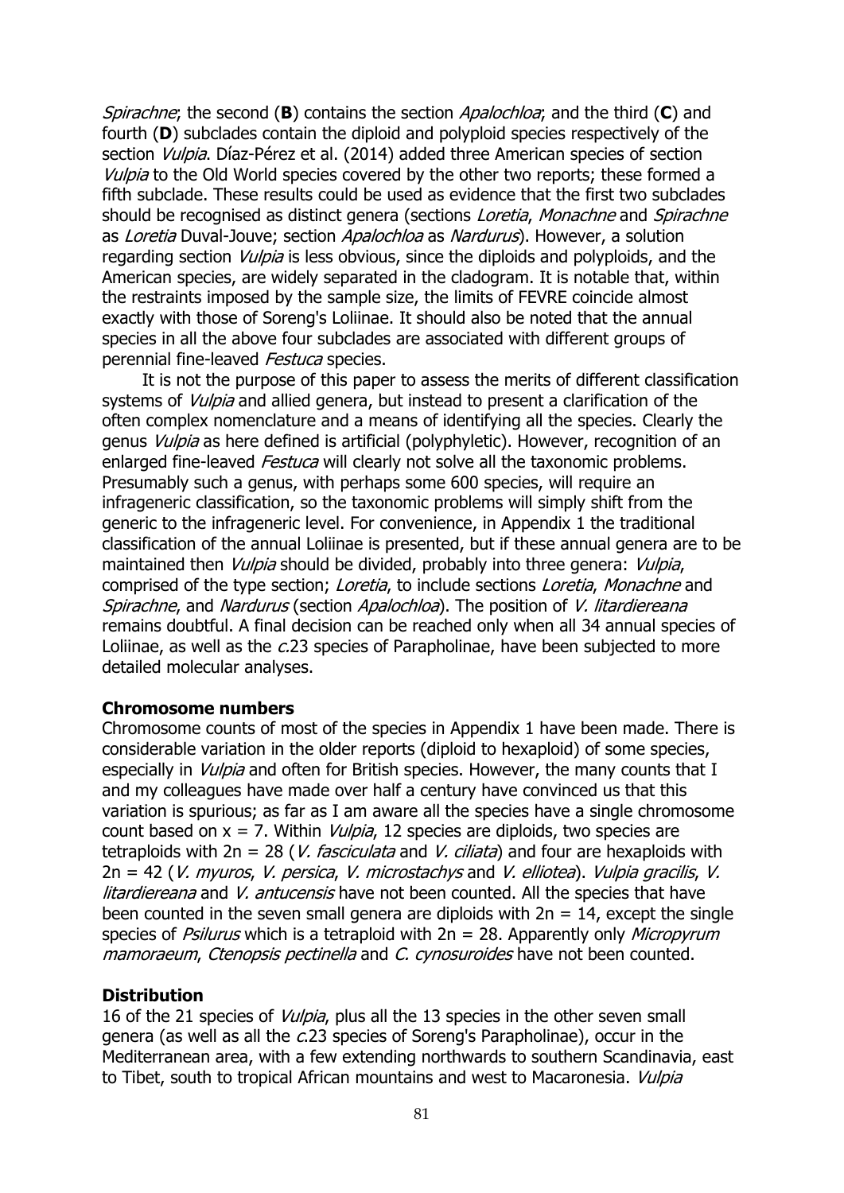*Spirachne*; the second (**B**) contains the section *Apalochloa*; and the third (**C**) and fourth (**D**) subclades contain the diploid and polyploid species respectively of the section *Vulpia*. Díaz-Pérez et al. (2014) added three American species of section *Vulpia* to the Old World species covered by the other two reports; these formed a fifth subclade. These results could be used as evidence that the first two subclades should be recognised as distinct genera (sections *Loretia*, *Monachne* and *Spirachne* as *Loretia* Duval-Jouve; section *Apalochloa* as *Nardurus*). However, a solution regarding section *Vulpia* is less obvious, since the diploids and polyploids, and the American species, are widely separated in the cladogram. It is notable that, within the restraints imposed by the sample size, the limits of FEVRE coincide almost exactly with those of Soreng's Loliinae. It should also be noted that the annual species in all the above four subclades are associated with different groups of perennial fine-leaved *Festuca* species.

It is not the purpose of this paper to assess the merits of different classification systems of *Vulpia* and allied genera, but instead to present a clarification of the often complex nomenclature and a means of identifying all the species. Clearly the genus *Vulpia* as here defined is artificial (polyphyletic). However, recognition of an enlarged fine-leaved *Festuca* will clearly not solve all the taxonomic problems. Presumably such a genus, with perhaps some 600 species, will require an infrageneric classification, so the taxonomic problems will simply shift from the generic to the infrageneric level. For convenience, in Appendix 1 the traditional classification of the annual Loliinae is presented, but if these annual genera are to be maintained then *Vulpia* should be divided, probably into three genera: *Vulpia*, comprised of the type section; *Loretia*, to include sections *Loretia*, *Monachne* and *Spirachne*, and *Nardurus* (section *Apalochloa*). The position of *V. litardiereana* remains doubtful. A final decision can be reached only when all 34 annual species of Loliinae, as well as the *c.*23 species of Parapholinae, have been subjected to more detailed molecular analyses.

**Chromosome numbers**

Chromosome counts of most of the species in Appendix 1 have been made. There is considerable variation in the older reports (diploid to hexaploid) of some species, especially in *Vulpia* and often for British species. However, the many counts that I and my colleagues have made over half a century have convinced us that this variation is spurious; as far as I am aware all the species have a single chromosome count based on $x = 7$. Within *Vulpia*, 12 species are diploids, two species are tetraploids with $2n = 28$ (*V. fasciculata* and *V. ciliata*) and four are hexaploids with $2n = 42$ (*V. myuros*, *V. persica*, *V. microstachys* and *V. elliotea*). *Vulpia gracilis*, *V. litardiereana* and *V. antucensis* have not been counted. All the species that have been counted in the seven small genera are diploids with $2n = 14$, except the single species of *Psilurus* which is a tetraploid with $2n = 28$. Apparently only *Micropyrum mamoraeum*, *Ctenopsis pectinella* and *C. cynosuroides* have not been counted.

**Distribution**

16 of the 21 species of *Vulpia*, plus all the 13 species in the other seven small genera (as well as all the *c.*23 species of Soreng's Parapholinae), occur in the Mediterranean area, with a few extending northwards to southern Scandinavia, east to Tibet, south to tropical African mountains and west to Macaronesia. *Vulpia*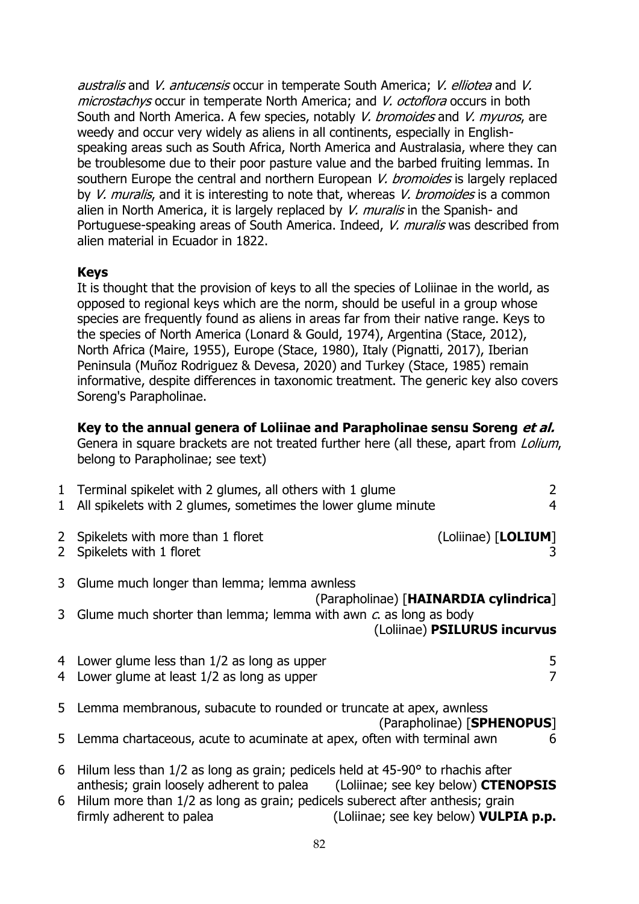*australis* and *V. antucensis* occur in temperate South America; *V. elliotea* and *V. microstachys* occur in temperate North America; and *V. octoflora* occurs in both South and North America. A few species, notably *V. bromoides* and *V. myuros*, are weedy and occur very widely as aliens in all continents, especially in English-speaking areas such as South Africa, North America and Australasia, where they can be troublesome due to their poor pasture value and the barbed fruiting lemmas. In southern Europe the central and northern European *V. bromoides* is largely replaced by *V. muralis*, and it is interesting to note that, whereas *V. bromoides* is a common alien in North America, it is largely replaced by *V. muralis* in the Spanish- and Portuguese-speaking areas of South America. Indeed, *V. muralis* was described from alien material in Ecuador in 1822.

**Keys**

It is thought that the provision of keys to all the species of Loliinae in the world, as opposed to regional keys which are the norm, should be useful in a group whose species are frequently found as aliens in areas far from their native range. Keys to the species of North America (Lonard & Gould, 1974), Argentina (Stace, 2012), North Africa (Maire, 1955), Europe (Stace, 1980), Italy (Pignatti, 2017), Iberian Peninsula (Muñoz Rodriguez & Devesa, 2020) and Turkey (Stace, 1985) remain informative, despite differences in taxonomic treatment. The generic key also covers Soreng's Parapholinae.

**Key to the annual genera of Loliinae and Parapholinae sensu Soreng *et al.***

Genera in square brackets are not treated further here (all these, apart from *Lolium*, belong to Parapholinae; see text)

1 Terminal spikelet with 2 glumes, all others with 1 glume — 2
1 All spikelets with 2 glumes, sometimes the lower glume minute — 4

2 Spikelets with more than 1 floret — (Loliinae) [**LOLIUM**]
2 Spikelets with 1 floret — 3

3 Glume much longer than lemma; lemma awnless — (Parapholinae) [**HAINARDIA cylindrica**]
3 Glume much shorter than lemma; lemma with awn *c.* as long as body — (Loliinae) **PSILURUS incurvus**

4 Lower glume less than 1/2 as long as upper — 5
4 Lower glume at least 1/2 as long as upper — 7

5 Lemma membranous, subacute to rounded or truncate at apex, awnless — (Parapholinae) [**SPHENOPUS**]
5 Lemma chartaceous, acute to acuminate at apex, often with terminal awn — 6

6 Hilum less than 1/2 as long as grain; pedicels held at 45-90° to rhachis after anthesis; grain loosely adherent to palea — (Loliinae; see key below) **CTENOPSIS**
6 Hilum more than 1/2 as long as grain; pedicels suberect after anthesis; grain firmly adherent to palea — (Loliinae; see key below) **VULPIA p.p.**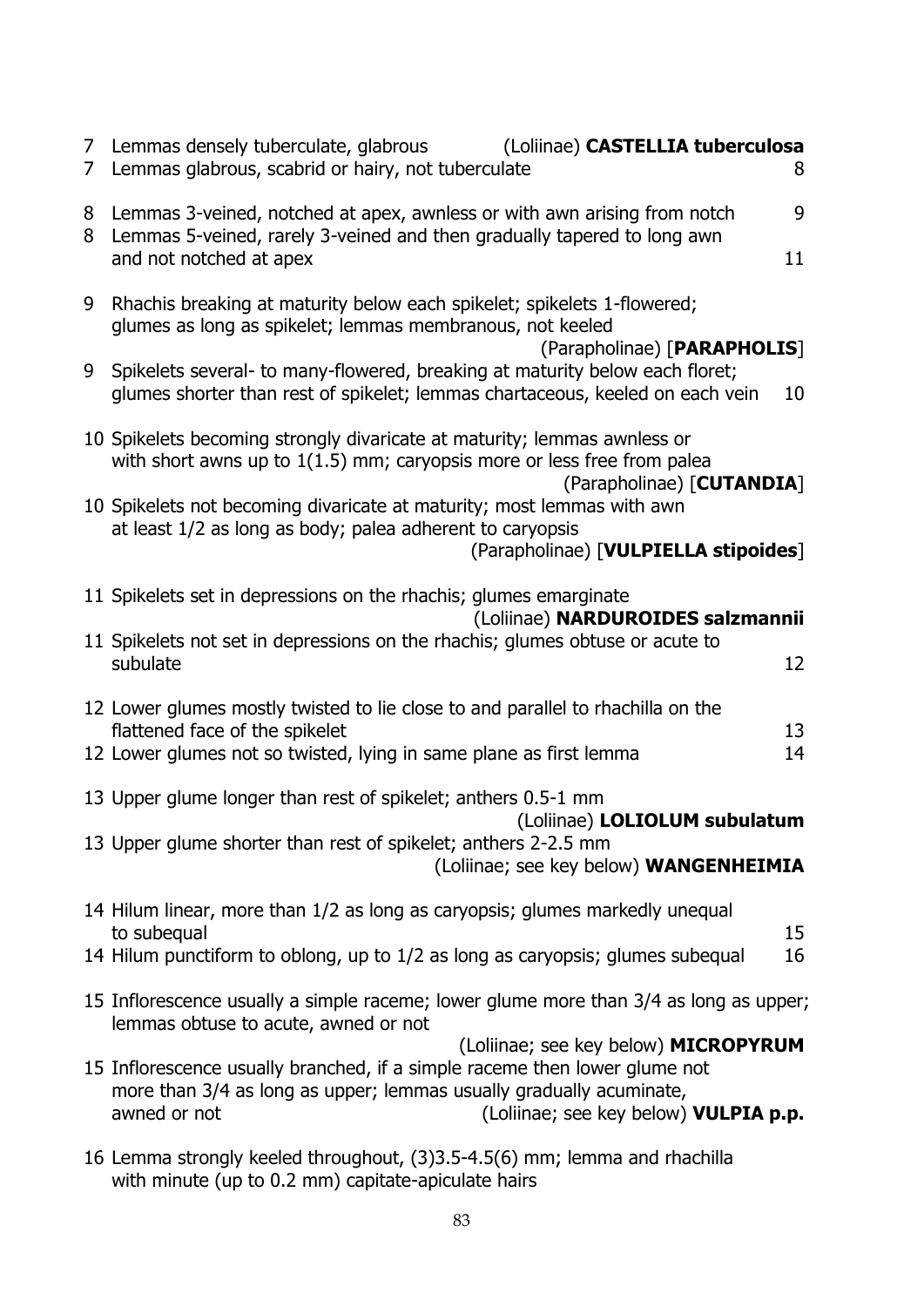7 Lemmas densely tuberculate, glabrous (Loliinae) **CASTELLIA tuberculosa**
7 Lemmas glabrous, scabrid or hairy, not tuberculate 8

8 Lemmas 3-veined, notched at apex, awnless or with awn arising from notch 9
8 Lemmas 5-veined, rarely 3-veined and then gradually tapered to long awn and not notched at apex 11

9 Rhachis breaking at maturity below each spikelet; spikelets 1-flowered; glumes as long as spikelet; lemmas membranous, not keeled (Parapholinae) [**PARAPHOLIS**]
9 Spikelets several- to many-flowered, breaking at maturity below each floret; glumes shorter than rest of spikelet; lemmas chartaceous, keeled on each vein 10

10 Spikelets becoming strongly divaricate at maturity; lemmas awnless or with short awns up to 1(1.5) mm; caryopsis more or less free from palea (Parapholinae) [**CUTANDIA**]
10 Spikelets not becoming divaricate at maturity; most lemmas with awn at least 1/2 as long as body; palea adherent to caryopsis (Parapholinae) [**VULPIELLA stipoides**]

11 Spikelets set in depressions on the rhachis; glumes emarginate (Loliinae) **NARDUROIDES salzmannii**
11 Spikelets not set in depressions on the rhachis; glumes obtuse or acute to subulate 12

12 Lower glumes mostly twisted to lie close to and parallel to rhachilla on the flattened face of the spikelet 13
12 Lower glumes not so twisted, lying in same plane as first lemma 14

13 Upper glume longer than rest of spikelet; anthers 0.5-1 mm (Loliinae) **LOLIOLUM subulatum**
13 Upper glume shorter than rest of spikelet; anthers 2-2.5 mm (Loliinae; see key below) **WANGENHEIMIA**

14 Hilum linear, more than 1/2 as long as caryopsis; glumes markedly unequal to subequal 15
14 Hilum punctiform to oblong, up to 1/2 as long as caryopsis; glumes subequal 16

15 Inflorescence usually a simple raceme; lower glume more than 3/4 as long as upper; lemmas obtuse to acute, awned or not (Loliinae; see key below) **MICROPYRUM**
15 Inflorescence usually branched, if a simple raceme then lower glume not more than 3/4 as long as upper; lemmas usually gradually acuminate, awned or not (Loliinae; see key below) **VULPIA p.p.**

16 Lemma strongly keeled throughout, (3)3.5-4.5(6) mm; lemma and rhachilla with minute (up to 0.2 mm) capitate-apiculate hairs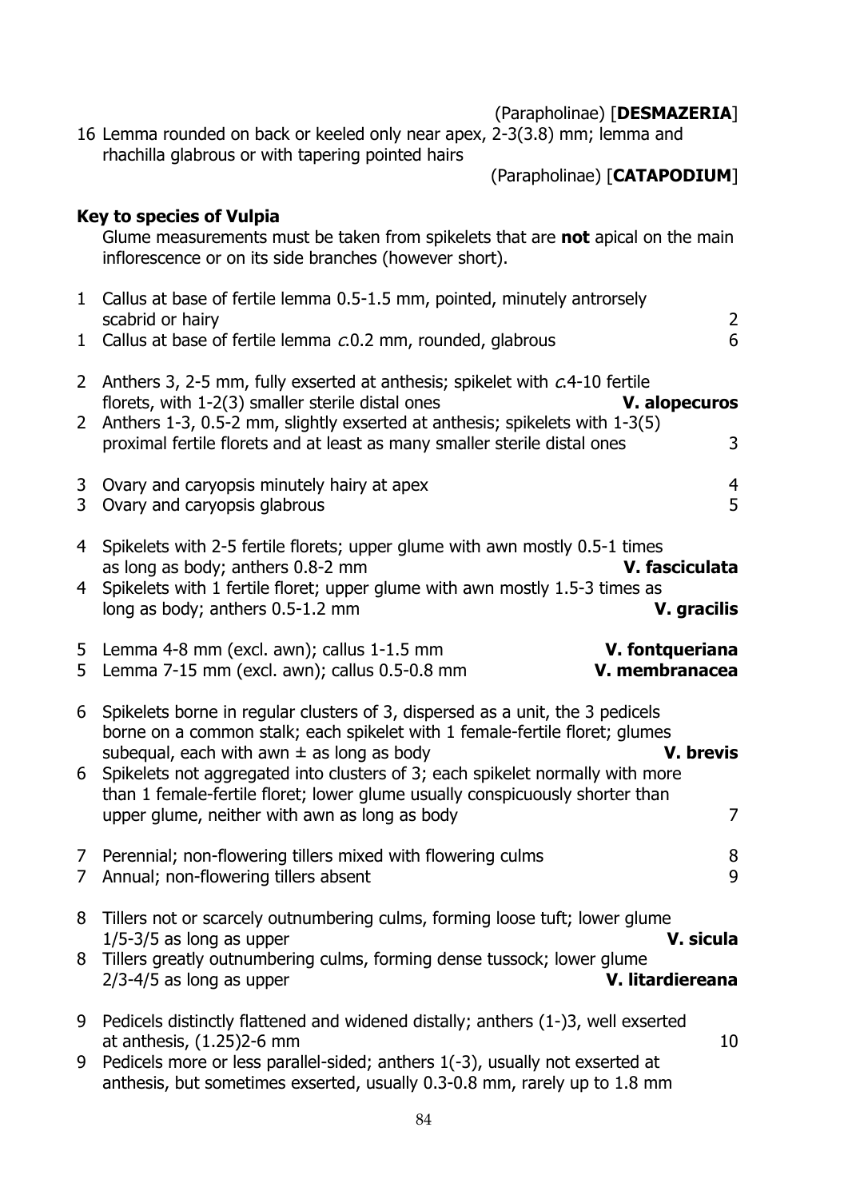(Parapholinae) [**DESMAZERIA**]

16 Lemma rounded on back or keeled only near apex, 2-3(3.8) mm; lemma and rhachilla glabrous or with tapering pointed hairs (Parapholinae) [**CATAPODIUM**]

**Key to species of Vulpia**

Glume measurements must be taken from spikelets that are **not** apical on the main inflorescence or on its side branches (however short).

1 Callus at base of fertile lemma 0.5-1.5 mm, pointed, minutely antrorsely scabrid or hairy 2
1 Callus at base of fertile lemma *c.*0.2 mm, rounded, glabrous 6

2 Anthers 3, 2-5 mm, fully exserted at anthesis; spikelet with *c.*4-10 fertile florets, with 1-2(3) smaller sterile distal ones **V. alopecuros**
2 Anthers 1-3, 0.5-2 mm, slightly exserted at anthesis; spikelets with 1-3(5) proximal fertile florets and at least as many smaller sterile distal ones 3

3 Ovary and caryopsis minutely hairy at apex 4
3 Ovary and caryopsis glabrous 5

4 Spikelets with 2-5 fertile florets; upper glume with awn mostly 0.5-1 times as long as body; anthers 0.8-2 mm **V. fasciculata**
4 Spikelets with 1 fertile floret; upper glume with awn mostly 1.5-3 times as long as body; anthers 0.5-1.2 mm **V. gracilis**

5 Lemma 4-8 mm (excl. awn); callus 1-1.5 mm **V. fontqueriana**
5 Lemma 7-15 mm (excl. awn); callus 0.5-0.8 mm **V. membranacea**

6 Spikelets borne in regular clusters of 3, dispersed as a unit, the 3 pedicels borne on a common stalk; each spikelet with 1 female-fertile floret; glumes subequal, each with awn ± as long as body **V. brevis**
6 Spikelets not aggregated into clusters of 3; each spikelet normally with more than 1 female-fertile floret; lower glume usually conspicuously shorter than upper glume, neither with awn as long as body 7

7 Perennial; non-flowering tillers mixed with flowering culms 8
7 Annual; non-flowering tillers absent 9

8 Tillers not or scarcely outnumbering culms, forming loose tuft; lower glume 1/5-3/5 as long as upper **V. sicula**
8 Tillers greatly outnumbering culms, forming dense tussock; lower glume 2/3-4/5 as long as upper **V. litardiereana**

9 Pedicels distinctly flattened and widened distally; anthers (1-)3, well exserted at anthesis, (1.25)2-6 mm 10
9 Pedicels more or less parallel-sided; anthers 1(-3), usually not exserted at anthesis, but sometimes exserted, usually 0.3-0.8 mm, rarely up to 1.8 mm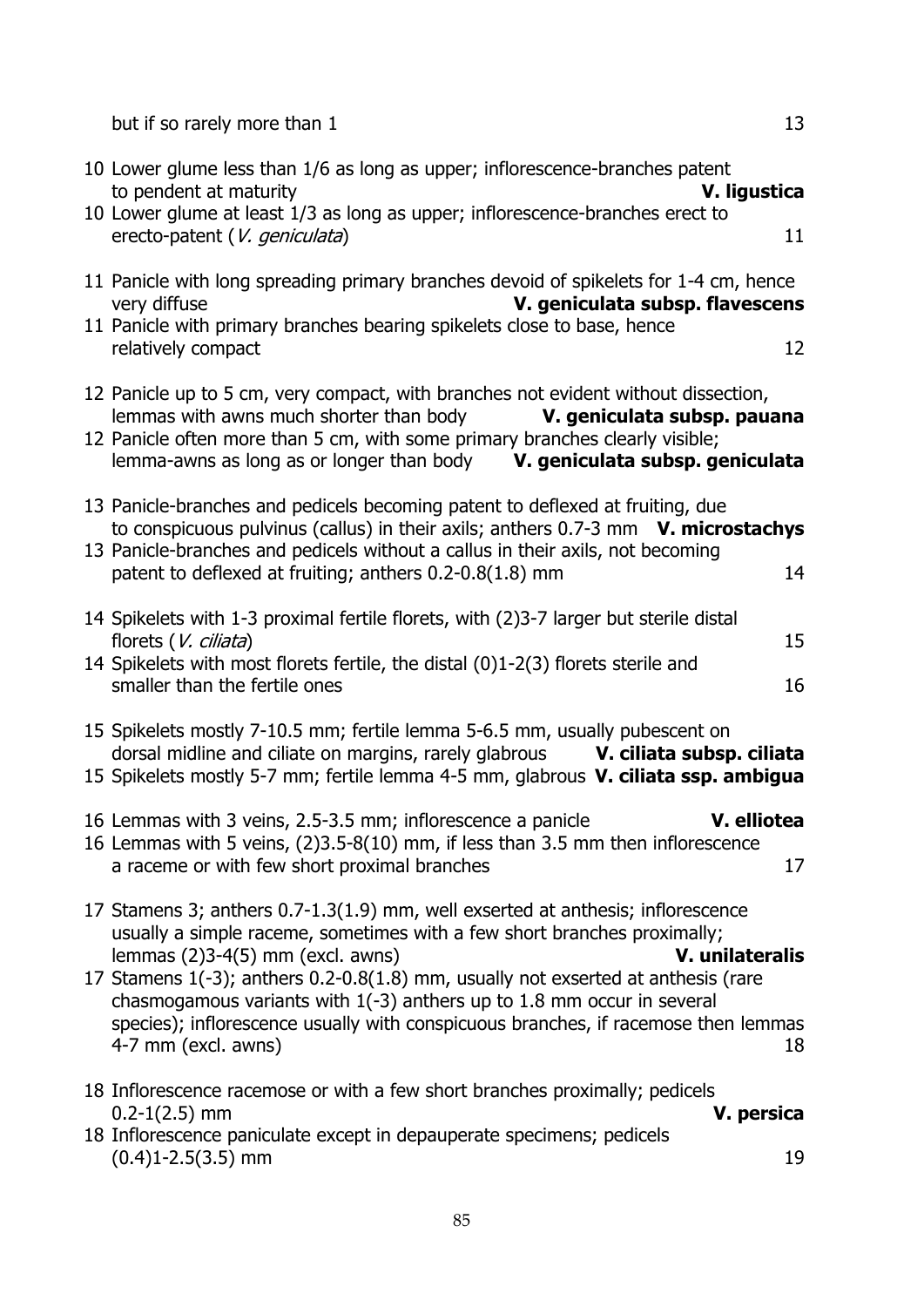but if so rarely more than 1 13

10 Lower glume less than 1/6 as long as upper; inflorescence-branches patent to pendent at maturity **V. ligustica**
10 Lower glume at least 1/3 as long as upper; inflorescence-branches erect to erecto-patent (*V. geniculata*) 11

11 Panicle with long spreading primary branches devoid of spikelets for 1-4 cm, hence very diffuse **V. geniculata subsp. flavescens**
11 Panicle with primary branches bearing spikelets close to base, hence relatively compact 12

12 Panicle up to 5 cm, very compact, with branches not evident without dissection, lemmas with awns much shorter than body **V. geniculata subsp. pauana**
12 Panicle often more than 5 cm, with some primary branches clearly visible; lemma-awns as long as or longer than body **V. geniculata subsp. geniculata**

13 Panicle-branches and pedicels becoming patent to deflexed at fruiting, due to conspicuous pulvinus (callus) in their axils; anthers 0.7-3 mm **V. microstachys**
13 Panicle-branches and pedicels without a callus in their axils, not becoming patent to deflexed at fruiting; anthers 0.2-0.8(1.8) mm 14

14 Spikelets with 1-3 proximal fertile florets, with (2)3-7 larger but sterile distal florets (*V. ciliata*) 15
14 Spikelets with most florets fertile, the distal (0)1-2(3) florets sterile and smaller than the fertile ones 16

15 Spikelets mostly 7-10.5 mm; fertile lemma 5-6.5 mm, usually pubescent on dorsal midline and ciliate on margins, rarely glabrous **V. ciliata subsp. ciliata**
15 Spikelets mostly 5-7 mm; fertile lemma 4-5 mm, glabrous **V. ciliata ssp. ambigua**

16 Lemmas with 3 veins, 2.5-3.5 mm; inflorescence a panicle **V. elliotea**
16 Lemmas with 5 veins, (2)3.5-8(10) mm, if less than 3.5 mm then inflorescence a raceme or with few short proximal branches 17

17 Stamens 3; anthers 0.7-1.3(1.9) mm, well exserted at anthesis; inflorescence usually a simple raceme, sometimes with a few short branches proximally; lemmas (2)3-4(5) mm (excl. awns) **V. unilateralis**
17 Stamens 1(-3); anthers 0.2-0.8(1.8) mm, usually not exserted at anthesis (rare chasmogamous variants with 1(-3) anthers up to 1.8 mm occur in several species); inflorescence usually with conspicuous branches, if racemose then lemmas 4-7 mm (excl. awns) 18

18 Inflorescence racemose or with a few short branches proximally; pedicels 0.2-1(2.5) mm **V. persica**
18 Inflorescence paniculate except in depauperate specimens; pedicels (0.4)1-2.5(3.5) mm 19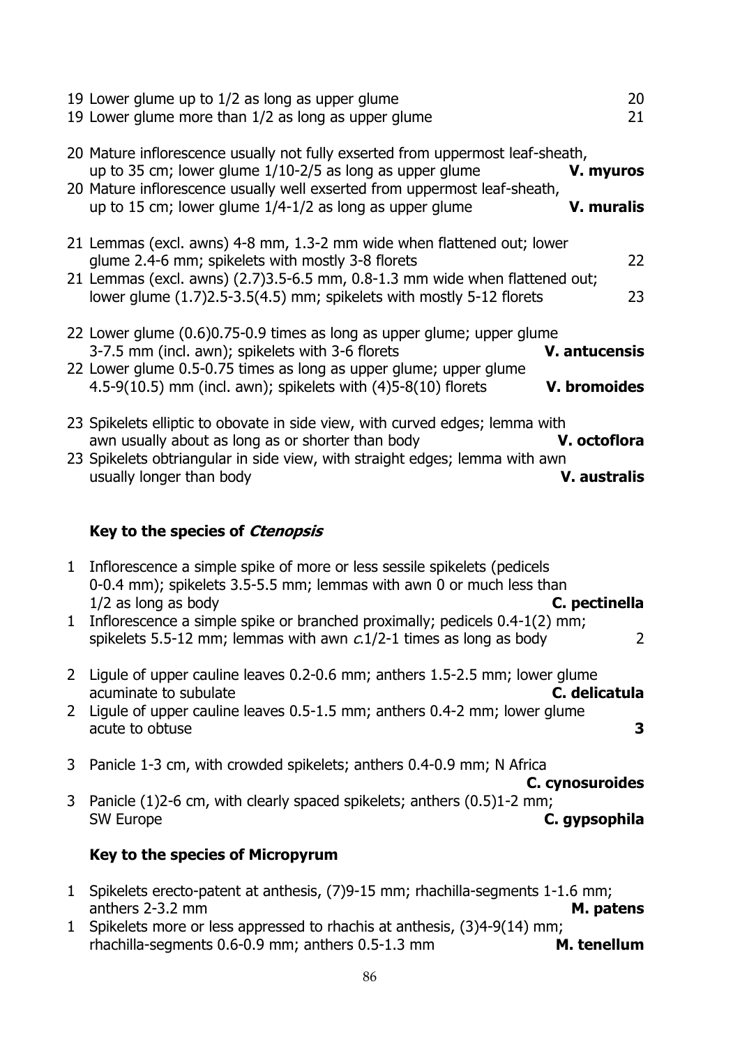19 Lower glume up to 1/2 as long as upper glume 20
19 Lower glume more than 1/2 as long as upper glume 21

20 Mature inflorescence usually not fully exserted from uppermost leaf-sheath, up to 35 cm; lower glume 1/10-2/5 as long as upper glume **V. myuros**
20 Mature inflorescence usually well exserted from uppermost leaf-sheath, up to 15 cm; lower glume 1/4-1/2 as long as upper glume **V. muralis**

21 Lemmas (excl. awns) 4-8 mm, 1.3-2 mm wide when flattened out; lower glume 2.4-6 mm; spikelets with mostly 3-8 florets 22
21 Lemmas (excl. awns) (2.7)3.5-6.5 mm, 0.8-1.3 mm wide when flattened out; lower glume (1.7)2.5-3.5(4.5) mm; spikelets with mostly 5-12 florets 23

22 Lower glume (0.6)0.75-0.9 times as long as upper glume; upper glume 3-7.5 mm (incl. awn); spikelets with 3-6 florets **V. antucensis**
22 Lower glume 0.5-0.75 times as long as upper glume; upper glume 4.5-9(10.5) mm (incl. awn); spikelets with (4)5-8(10) florets **V. bromoides**

23 Spikelets elliptic to obovate in side view, with curved edges; lemma with awn usually about as long as or shorter than body **V. octoflora**
23 Spikelets obtriangular in side view, with straight edges; lemma with awn usually longer than body **V. australis**

### Key to the species of *Ctenopsis*

1 Inflorescence a simple spike of more or less sessile spikelets (pedicels 0-0.4 mm); spikelets 3.5-5.5 mm; lemmas with awn 0 or much less than 1/2 as long as body **C. pectinella**
1 Inflorescence a simple spike or branched proximally; pedicels 0.4-1(2) mm; spikelets 5.5-12 mm; lemmas with awn *c.*1/2-1 times as long as body 2

2 Ligule of upper cauline leaves 0.2-0.6 mm; anthers 1.5-2.5 mm; lower glume acuminate to subulate **C. delicatula**
2 Ligule of upper cauline leaves 0.5-1.5 mm; anthers 0.4-2 mm; lower glume acute to obtuse **3**

3 Panicle 1-3 cm, with crowded spikelets; anthers 0.4-0.9 mm; N Africa **C. cynosuroides**
3 Panicle (1)2-6 cm, with clearly spaced spikelets; anthers (0.5)1-2 mm; SW Europe **C. gypsophila**

### Key to the species of Micropyrum

1 Spikelets erecto-patent at anthesis, (7)9-15 mm; rhachilla-segments 1-1.6 mm; anthers 2-3.2 mm **M. patens**
1 Spikelets more or less appressed to rhachis at anthesis, (3)4-9(14) mm; rhachilla-segments 0.6-0.9 mm; anthers 0.5-1.3 mm **M. tenellum**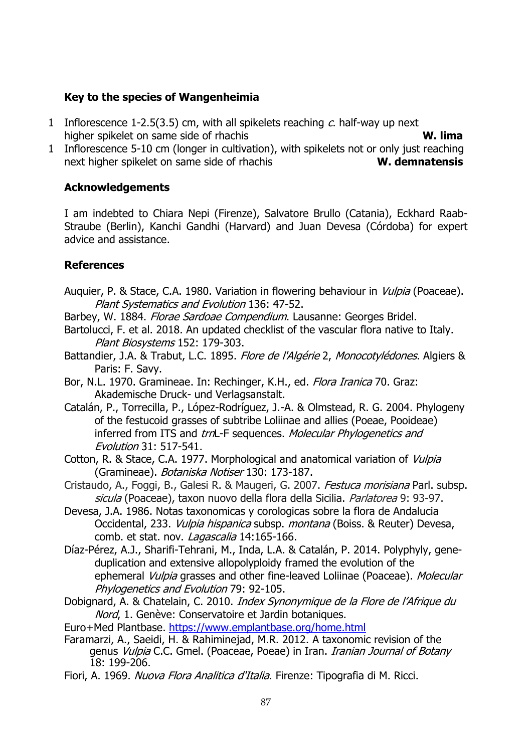## Key to the species of Wangenheimia

1 Inflorescence 1-2.5(3.5) cm, with all spikelets reaching *c.* half-way up next higher spikelet on same side of rhachis **W. lima**

1 Inflorescence 5-10 cm (longer in cultivation), with spikelets not or only just reaching next higher spikelet on same side of rhachis **W. demnatensis**

## Acknowledgements

I am indebted to Chiara Nepi (Firenze), Salvatore Brullo (Catania), Eckhard Raab-Straube (Berlin), Kanchi Gandhi (Harvard) and Juan Devesa (Córdoba) for expert advice and assistance.

## References

Auquier, P. & Stace, C.A. 1980. Variation in flowering behaviour in *Vulpia* (Poaceae). *Plant Systematics and Evolution* 136: 47-52.

Barbey, W. 1884. *Florae Sardoae Compendium*. Lausanne: Georges Bridel.

Bartolucci, F. et al. 2018. An updated checklist of the vascular flora native to Italy. *Plant Biosystems* 152: 179-303.

Battandier, J.A. & Trabut, L.C. 1895. *Flore de l'Algérie* 2, *Monocotylédones*. Algiers & Paris: F. Savy.

Bor, N.L. 1970. Gramineae. In: Rechinger, K.H., ed. *Flora Iranica* 70. Graz: Akademische Druck- und Verlagsanstalt.

Catalán, P., Torrecilla, P., López-Rodríguez, J.-A. & Olmstead, R. G. 2004. Phylogeny of the festucoid grasses of subtribe Loliinae and allies (Poeae, Pooideae) inferred from ITS and *trn*L-F sequences. *Molecular Phylogenetics and Evolution* 31: 517-541.

Cotton, R. & Stace, C.A. 1977. Morphological and anatomical variation of *Vulpia* (Gramineae). *Botaniska Notiser* 130: 173-187.

Cristaudo, A., Foggi, B., Galesi R. & Maugeri, G. 2007. *Festuca morisiana* Parl. subsp. *sicula* (Poaceae), taxon nuovo della flora della Sicilia. *Parlatorea* 9: 93-97.

Devesa, J.A. 1986. Notas taxonomicas y corologicas sobre la flora de Andalucia Occidental, 233. *Vulpia hispanica* subsp. *montana* (Boiss. & Reuter) Devesa, comb. et stat. nov. *Lagascalia* 14:165-166.

Díaz-Pérez, A.J., Sharifi-Tehrani, M., Inda, L.A. & Catalán, P. 2014. Polyphyly, gene-duplication and extensive allopolyploidy framed the evolution of the ephemeral *Vulpia* grasses and other fine-leaved Loliinae (Poaceae). *Molecular Phylogenetics and Evolution* 79: 92-105.

Dobignard, A. & Chatelain, C. 2010. *Index Synonymique de la Flore de l'Afrique du Nord*, 1. Genève: Conservatoire et Jardin botaniques.

Euro+Med Plantbase. https://www.emplantbase.org/home.html

Faramarzi, A., Saeidi, H. & Rahiminejad, M.R. 2012. A taxonomic revision of the genus *Vulpia* C.C. Gmel. (Poaceae, Poeae) in Iran. *Iranian Journal of Botany* 18: 199-206.

Fiori, A. 1969. *Nuova Flora Analitica d'Italia*. Firenze: Tipografia di M. Ricci.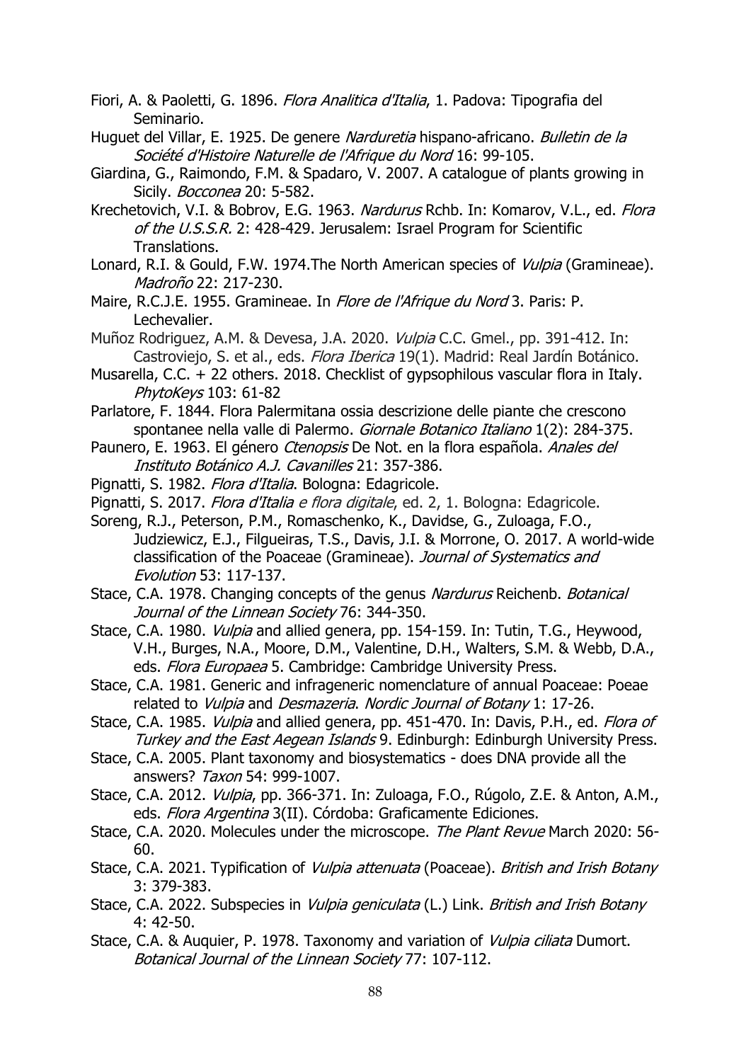Fiori, A. & Paoletti, G. 1896. *Flora Analitica d'Italia*, 1. Padova: Tipografia del Seminario.

Huguet del Villar, E. 1925. De genere *Narduretia* hispano-africano. *Bulletin de la Société d'Histoire Naturelle de l'Afrique du Nord* 16: 99-105.

Giardina, G., Raimondo, F.M. & Spadaro, V. 2007. A catalogue of plants growing in Sicily. *Bocconea* 20: 5-582.

Krechetovich, V.I. & Bobrov, E.G. 1963. *Nardurus* Rchb. In: Komarov, V.L., ed. *Flora of the U.S.S.R.* 2: 428-429. Jerusalem: Israel Program for Scientific Translations.

Lonard, R.I. & Gould, F.W. 1974.The North American species of *Vulpia* (Gramineae). *Madroño* 22: 217-230.

Maire, R.C.J.E. 1955. Gramineae. In *Flore de l'Afrique du Nord* 3. Paris: P. Lechevalier.

Muñoz Rodriguez, A.M. & Devesa, J.A. 2020. *Vulpia* C.C. Gmel., pp. 391-412. In: Castroviejo, S. et al., eds. *Flora Iberica* 19(1). Madrid: Real Jardín Botánico.

Musarella, C.C. + 22 others. 2018. Checklist of gypsophilous vascular flora in Italy. *PhytoKeys* 103: 61-82

Parlatore, F. 1844. Flora Palermitana ossia descrizione delle piante che crescono spontanee nella valle di Palermo. *Giornale Botanico Italiano* 1(2): 284-375.

Paunero, E. 1963. El género *Ctenopsis* De Not. en la flora española. *Anales del Instituto Botánico A.J. Cavanilles* 21: 357-386.

Pignatti, S. 1982. *Flora d'Italia*. Bologna: Edagricole.

Pignatti, S. 2017. *Flora d'Italia e flora digitale*, ed. 2, 1. Bologna: Edagricole.

Soreng, R.J., Peterson, P.M., Romaschenko, K., Davidse, G., Zuloaga, F.O., Judziewicz, E.J., Filgueiras, T.S., Davis, J.I. & Morrone, O. 2017. A world-wide classification of the Poaceae (Gramineae). *Journal of Systematics and Evolution* 53: 117-137.

Stace, C.A. 1978. Changing concepts of the genus *Nardurus* Reichenb. *Botanical Journal of the Linnean Society* 76: 344-350.

Stace, C.A. 1980. *Vulpia* and allied genera, pp. 154-159. In: Tutin, T.G., Heywood, V.H., Burges, N.A., Moore, D.M., Valentine, D.H., Walters, S.M. & Webb, D.A., eds. *Flora Europaea* 5. Cambridge: Cambridge University Press.

Stace, C.A. 1981. Generic and infrageneric nomenclature of annual Poaceae: Poeae related to *Vulpia* and *Desmazeria*. *Nordic Journal of Botany* 1: 17-26.

Stace, C.A. 1985. *Vulpia* and allied genera, pp. 451-470. In: Davis, P.H., ed. *Flora of Turkey and the East Aegean Islands* 9. Edinburgh: Edinburgh University Press.

Stace, C.A. 2005. Plant taxonomy and biosystematics - does DNA provide all the answers? *Taxon* 54: 999-1007.

Stace, C.A. 2012. *Vulpia*, pp. 366-371. In: Zuloaga, F.O., Rúgolo, Z.E. & Anton, A.M., eds. *Flora Argentina* 3(II). Córdoba: Graficamente Ediciones.

Stace, C.A. 2020. Molecules under the microscope. *The Plant Revue* March 2020: 56-60.

Stace, C.A. 2021. Typification of *Vulpia attenuata* (Poaceae). *British and Irish Botany* 3: 379-383.

Stace, C.A. 2022. Subspecies in *Vulpia geniculata* (L.) Link. *British and Irish Botany* 4: 42-50.

Stace, C.A. & Auquier, P. 1978. Taxonomy and variation of *Vulpia ciliata* Dumort. *Botanical Journal of the Linnean Society* 77: 107-112.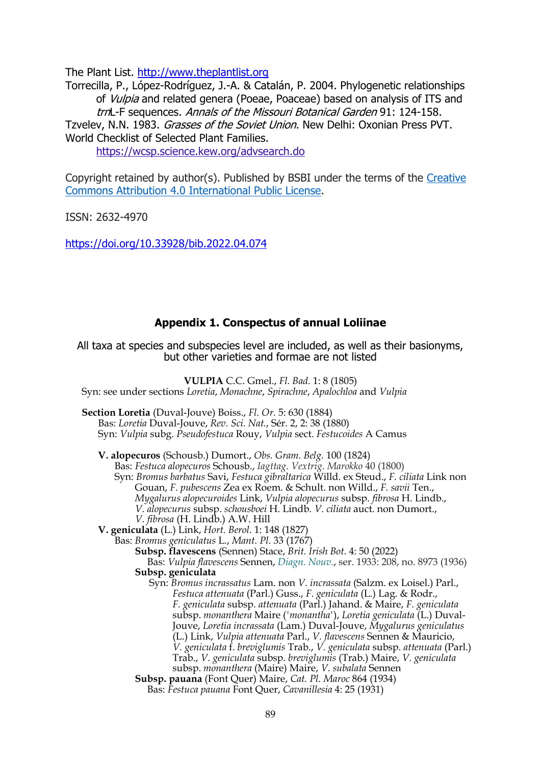The Plant List. http://www.theplantlist.org

Torrecilla, P., López-Rodríguez, J.-A. & Catalán, P. 2004. Phylogenetic relationships of *Vulpia* and related genera (Poeae, Poaceae) based on analysis of ITS and *trn*L-F sequences. *Annals of the Missouri Botanical Garden* 91: 124-158.

Tzvelev, N.N. 1983. *Grasses of the Soviet Union*. New Delhi: Oxonian Press PVT.

World Checklist of Selected Plant Families. https://wcsp.science.kew.org/advsearch.do

Copyright retained by author(s). Published by BSBI under the terms of the Creative Commons Attribution 4.0 International Public License.

ISSN: 2632-4970

https://doi.org/10.33928/bib.2022.04.074

## Appendix 1. Conspectus of annual Loliinae

All taxa at species and subspecies level are included, as well as their basionyms, but other varieties and formae are not listed

**VULPIA** C.C. Gmel., *Fl. Bad.* 1: 8 (1805)
Syn: see under sections *Loretia*, *Monachne*, *Spirachne*, *Apalochloa* and *Vulpia*

**Section Loretia** (Duval-Jouve) Boiss., *Fl. Or.* 5: 630 (1884)
Bas: *Loretia* Duval-Jouve, *Rev. Sci. Nat.*, Sér. 2, 2: 38 (1880)
Syn: *Vulpia* subg. *Pseudofestuca* Rouy, *Vulpia* sect. *Festucoides* A Camus

**V. alopecuros** (Schousb.) Dumort., *Obs. Gram. Belg.* 100 (1824)
Bas: *Festuca alopecuros* Schousb., *Iagttag. Vextrig. Marokko* 40 (1800)
Syn: *Bromus barbatus* Savi, *Festuca gibraltarica* Willd. ex Steud., *F. ciliata* Link non Gouan, *F. pubescens* Zea ex Roem. & Schult. non Willd., *F. savii* Ten., *Mygalurus alopecuroides* Link, *Vulpia alopecurus* subsp. *fibrosa* H. Lindb., *V. alopecurus* subsp. *schousboei* H. Lindb. *V. ciliata* auct. non Dumort., *V. fibrosa* (H. Lindb.) A.W. Hill

**V. geniculata** (L.) Link, *Hort. Berol.* 1: 148 (1827)
Bas: *Bromus geniculatus* L., *Mant. Pl.* 33 (1767)

**Subsp. flavescens** (Sennen) Stace, *Brit. Irish Bot.* 4: 50 (2022)
Bas: *Vulpia flavescens* Sennen, *Diagn. Nouv.*, ser. 1933: 208, no. 8973 (1936)

**Subsp. geniculata**
Syn: *Bromus incrassatus* Lam. non *V. incrassata* (Salzm. ex Loisel.) Parl., *Festuca attenuata* (Parl.) Guss., *F. geniculata* (L.) Lag. & Rodr., *F. geniculata* subsp. *attenuata* (Parl.) Jahand. & Maire, *F. geniculata* subsp. *monanthera* Maire ('*monantha*'), *Loretia geniculata* (L.) Duval-Jouve, *Loretia incrassata* (Lam.) Duval-Jouve, *Mygalurus geniculatus* (L.) Link, *Vulpia attenuata* Parl., *V. flavescens* Sennen & Mauricio, *V. geniculata* f. *breviglumis* Trab., *V. geniculata* subsp. *attenuata* (Parl.) Trab., *V. geniculata* subsp. *breviglumis* (Trab.) Maire, *V. geniculata* subsp. *monanthera* (Maire) Maire, *V. subalata* Sennen

**Subsp. pauana** (Font Quer) Maire, *Cat. Pl. Maroc* 864 (1934)
Bas: *Festuca pauana* Font Quer, *Cavanillesia* 4: 25 (1931)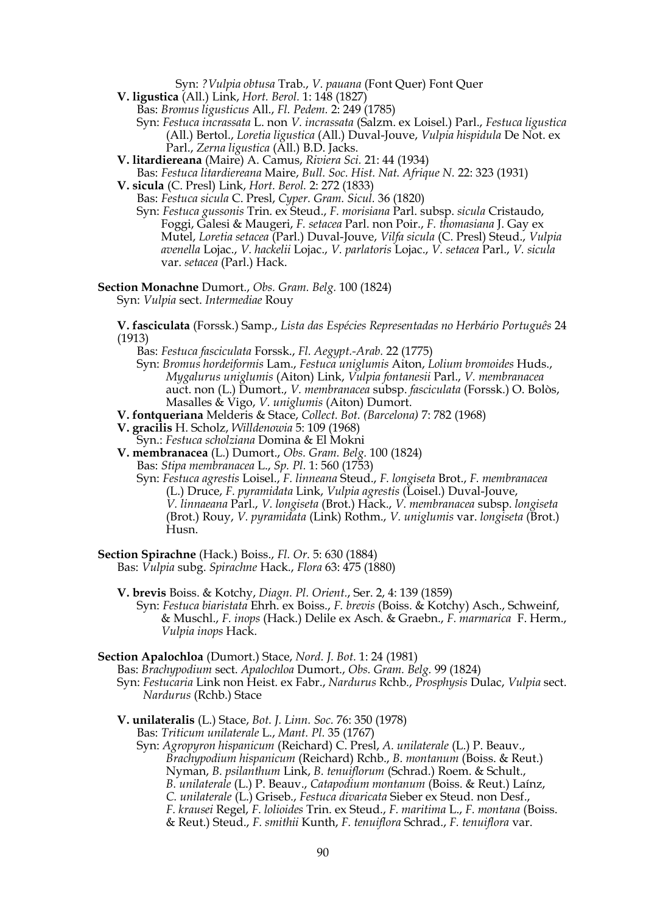Syn: *?Vulpia obtusa* Trab., *V. pauana* (Font Quer) Font Quer

**V. ligustica** (All.) Link, *Hort. Berol.* 1: 148 (1827)

Bas: *Bromus ligusticus* All., *Fl. Pedem.* 2: 249 (1785)

Syn: *Festuca incrassata* L. non *V. incrassata* (Salzm. ex Loisel.) Parl., *Festuca ligustica* (All.) Bertol., *Loretia ligustica* (All.) Duval-Jouve, *Vulpia hispidula* De Not. ex Parl., *Zerna ligustica* (All.) B.D. Jacks.

**V. litardiereana** (Maire) A. Camus, *Riviera Sci.* 21: 44 (1934)

Bas: *Festuca litardiereana* Maire, *Bull. Soc. Hist. Nat. Afrique N.* 22: 323 (1931)

**V. sicula** (C. Presl) Link, *Hort. Berol.* 2: 272 (1833)

Bas: *Festuca sicula* C. Presl, *Cyper. Gram. Sicul.* 36 (1820)

Syn: *Festuca gussonis* Trin. ex Steud., *F. morisiana* Parl. subsp. *sicula* Cristaudo, Foggi, Galesi & Maugeri, *F. setacea* Parl. non Poir., *F. thomasiana* J. Gay ex Mutel, *Loretia setacea* (Parl.) Duval-Jouve, *Vilfa sicula* (C. Presl) Steud., *Vulpia avenella* Lojac., *V. hackelii* Lojac., *V. parlatoris* Lojac., *V. setacea* Parl., *V. sicula* var. *setacea* (Parl.) Hack.

**Section Monachne** Dumort., *Obs. Gram. Belg.* 100 (1824)

Syn: *Vulpia* sect. *Intermediae* Rouy

**V. fasciculata** (Forssk.) Samp., *Lista das Espécies Representadas no Herbário Português* 24 (1913)

Bas: *Festuca fasciculata* Forssk., *Fl. Aegypt.-Arab.* 22 (1775)

Syn: *Bromus hordeiformis* Lam., *Festuca uniglumis* Aiton, *Lolium bromoides* Huds., *Mygalurus uniglumis* (Aiton) Link, *Vulpia fontanesii* Parl., *V. membranacea* auct. non (L.) Dumort., *V. membranacea* subsp. *fasciculata* (Forssk.) O. Bolòs, Masalles & Vigo, *V. uniglumis* (Aiton) Dumort.

**V. fontqueriana** Melderis & Stace, *Collect. Bot. (Barcelona)* 7: 782 (1968)

**V. gracilis** H. Scholz, *Willdenowia* 5: 109 (1968)

Syn.: *Festuca scholziana* Domina & El Mokni

**V. membranacea** (L.) Dumort., *Obs. Gram. Belg.* 100 (1824)

Bas: *Stipa membranacea* L., *Sp. Pl.* 1: 560 (1753)

Syn: *Festuca agrestis* Loisel., *F. linneana* Steud., *F. longiseta* Brot., *F. membranacea* (L.) Druce, *F. pyramidata* Link, *Vulpia agrestis* (Loisel.) Duval-Jouve, *V. linnaeana* Parl., *V. longiseta* (Brot.) Hack., *V. membranacea* subsp. *longiseta* (Brot.) Rouy, *V. pyramidata* (Link) Rothm., *V. uniglumis* var. *longiseta* (Brot.) Husn.

**Section Spirachne** (Hack.) Boiss., *Fl. Or.* 5: 630 (1884)

Bas: *Vulpia* subg. *Spirachne* Hack., *Flora* 63: 475 (1880)

**V. brevis** Boiss. & Kotchy, *Diagn. Pl. Orient.*, Ser. 2, 4: 139 (1859)

Syn: *Festuca biaristata* Ehrh. ex Boiss., *F. brevis* (Boiss. & Kotchy) Asch., Schweinf, & Muschl., *F. inops* (Hack.) Delile ex Asch. & Graebn., *F. marmarica* F. Herm., *Vulpia inops* Hack.

**Section Apalochloa** (Dumort.) Stace, *Nord. J. Bot.* 1: 24 (1981)

Bas: *Brachypodium* sect. *Apalochloa* Dumort., *Obs. Gram. Belg.* 99 (1824)

Syn: *Festucaria* Link non Heist. ex Fabr., *Nardurus* Rchb., *Prosphysis* Dulac, *Vulpia* sect. *Nardurus* (Rchb.) Stace

**V. unilateralis** (L.) Stace, *Bot. J. Linn. Soc.* 76: 350 (1978)

Bas: *Triticum unilaterale* L., *Mant. Pl.* 35 (1767)

Syn: *Agropyron hispanicum* (Reichard) C. Presl, *A. unilaterale* (L.) P. Beauv., *Brachypodium hispanicum* (Reichard) Rchb., *B. montanum* (Boiss. & Reut.) Nyman, *B. psilanthum* Link, *B. tenuiflorum* (Schrad.) Roem. & Schult., *B. unilaterale* (L.) P. Beauv., *Catapodium montanum* (Boiss. & Reut.) Laínz, *C. unilaterale* (L.) Griseb., *Festuca divaricata* Sieber ex Steud. non Desf., *F. krausei* Regel, *F. lolioides* Trin. ex Steud., *F. maritima* L., *F. montana* (Boiss. & Reut.) Steud., *F. smithii* Kunth, *F. tenuiflora* Schrad., *F. tenuiflora* var.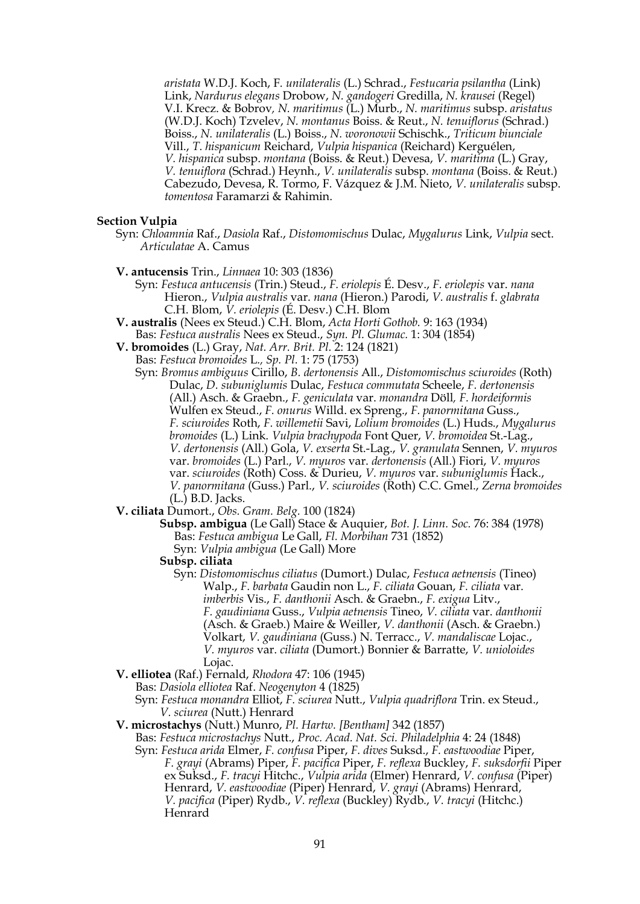*aristata* W.D.J. Koch, F. *unilateralis* (L.) Schrad., *Festucaria psilantha* (Link) Link, *Nardurus elegans* Drobow, *N. gandogeri* Gredilla, *N. krausei* (Regel) V.I. Krecz. & Bobrov, *N. maritimus* (L.) Murb., *N. maritimus* subsp. *aristatus* (W.D.J. Koch) Tzvelev, *N. montanus* Boiss. & Reut., *N. tenuiflorus* (Schrad.) Boiss., *N. unilateralis* (L.) Boiss., *N. woronowii* Schischk., *Triticum biunciale* Vill., *T. hispanicum* Reichard, *Vulpia hispanica* (Reichard) Kerguélen, *V. hispanica* subsp. *montana* (Boiss. & Reut.) Devesa, *V. maritima* (L.) Gray, *V. tenuiflora* (Schrad.) Heynh., *V. unilateralis* subsp. *montana* (Boiss. & Reut.) Cabezudo, Devesa, R. Tormo, F. Vázquez & J.M. Nieto, *V. unilateralis* subsp. *tomentosa* Faramarzi & Rahimin.

**Section Vulpia**

Syn: *Chloamnia* Raf., *Dasiola* Raf., *Distomomischus* Dulac, *Mygalurus* Link, *Vulpia* sect. *Articulatae* A. Camus

**V. antucensis** Trin., *Linnaea* 10: 303 (1836)
Syn: *Festuca antucensis* (Trin.) Steud., *F. eriolepis* É. Desv., *F. eriolepis* var. *nana* Hieron., *Vulpia australis* var. *nana* (Hieron.) Parodi, *V. australis* f. *glabrata* C.H. Blom, *V. eriolepis* (É. Desv.) C.H. Blom

**V. australis** (Nees ex Steud.) C.H. Blom, *Acta Horti Gothob.* 9: 163 (1934)
Bas: *Festuca australis* Nees ex Steud., *Syn. Pl. Glumac.* 1: 304 (1854)

**V. bromoides** (L.) Gray, *Nat. Arr. Brit. Pl.* 2: 124 (1821)
Bas: *Festuca bromoides* L., *Sp. Pl.* 1: 75 (1753)
Syn: *Bromus ambiguus* Cirillo, *B. dertonensis* All., *Distomomischus sciuroides* (Roth) Dulac, *D. subuniglumis* Dulac, *Festuca commutata* Scheele, *F. dertonensis* (All.) Asch. & Graebn., *F. geniculata* var. *monandra* Döll, *F. hordeiformis* Wulfen ex Steud., *F. onurus* Willd. ex Spreng., *F. panormitana* Guss., *F. sciuroides* Roth, *F. willemetii* Savi, *Lolium bromoides* (L.) Huds., *Mygalurus bromoides* (L.) Link. *Vulpia brachypoda* Font Quer, *V. bromoidea* St.-Lag., *V. dertonensis* (All.) Gola, *V. exserta* St.-Lag., *V. granulata* Sennen, *V. myuros* var. *bromoides* (L.) Parl., *V. myuros* var. *dertonensis* (All.) Fiori, *V. myuros* var. *sciuroides* (Roth) Coss. & Durieu, *V. myuros* var. *subuniglumis* Hack., *V. panormitana* (Guss.) Parl., *V. sciuroides* (Roth) C.C. Gmel., *Zerna bromoides* (L.) B.D. Jacks.

**V. ciliata** Dumort., *Obs. Gram. Belg.* 100 (1824)

**Subsp. ambigua** (Le Gall) Stace & Auquier, *Bot. J. Linn. Soc.* 76: 384 (1978)
Bas: *Festuca ambigua* Le Gall, *Fl. Morbihan* 731 (1852)
Syn: *Vulpia ambigua* (Le Gall) More

**Subsp. ciliata**
Syn: *Distomomischus ciliatus* (Dumort.) Dulac, *Festuca aetnensis* (Tineo) Walp., *F. barbata* Gaudin non L., *F. ciliata* Gouan, *F. ciliata* var. *imberbis* Vis., *F. danthonii* Asch. & Graebn., *F. exigua* Litv., *F. gaudiniana* Guss., *Vulpia aetnensis* Tineo, *V. ciliata* var. *danthonii* (Asch. & Graeb.) Maire & Weiller, *V. danthonii* (Asch. & Graebn.) Volkart, *V. gaudiniana* (Guss.) N. Terracc., *V. mandaliscae* Lojac., *V. myuros* var. *ciliata* (Dumort.) Bonnier & Barratte, *V. unioloides* Lojac.

**V. elliotea** (Raf.) Fernald, *Rhodora* 47: 106 (1945)
Bas: *Dasiola elliotea* Raf. *Neogenyton* 4 (1825)
Syn: *Festuca monandra* Elliot, *F. sciurea* Nutt., *Vulpia quadriflora* Trin. ex Steud., *V. sciurea* (Nutt.) Henrard

**V. microstachys** (Nutt.) Munro, *Pl. Hartw. [Bentham]* 342 (1857)
Bas: *Festuca microstachys* Nutt., *Proc. Acad. Nat. Sci. Philadelphia* 4: 24 (1848)
Syn: *Festuca arida* Elmer, *F. confusa* Piper, *F. dives* Suksd., *F. eastwoodiae* Piper, *F. grayi* (Abrams) Piper, *F. pacifica* Piper, *F. reflexa* Buckley, *F. suksdorfii* Piper ex Suksd., *F. tracyi* Hitchc., *Vulpia arida* (Elmer) Henrard, *V. confusa* (Piper) Henrard, *V. eastwoodiae* (Piper) Henrard, *V. grayi* (Abrams) Henrard, *V. pacifica* (Piper) Rydb., *V. reflexa* (Buckley) Rydb., *V. tracyi* (Hitchc.) Henrard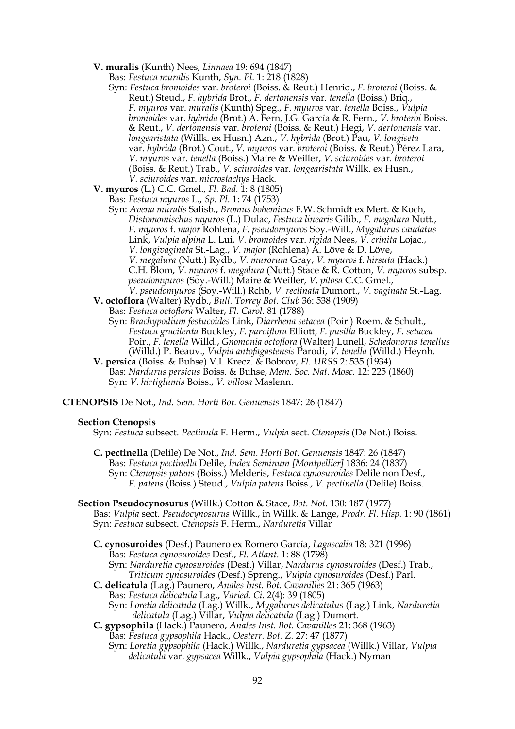**V. muralis** (Kunth) Nees, *Linnaea* 19: 694 (1847)

Bas: *Festuca muralis* Kunth, *Syn. Pl.* 1: 218 (1828)

Syn: *Festuca bromoides* var. *broteroi* (Boiss. & Reut.) Henriq., *F. broteroi* (Boiss. & Reut.) Steud., *F. hybrida* Brot., *F. dertonensis* var. *tenella* (Boiss.) Briq., *F. myuros* var. *muralis* (Kunth) Speg., *F. myuros* var. *tenella* Boiss., *Vulpia bromoides* var. *hybrida* (Brot.) A. Fern, J.G. García & R. Fern., *V. broteroi* Boiss. & Reut., *V. dertonensis* var. *broteroi* (Boiss. & Reut.) Hegi, *V. dertonensis* var. *longearistata* (Willk. ex Husn.) Azn., *V. hybrida* (Brot.) Pau, *V. longiseta* var. *hybrida* (Brot.) Cout., *V. myuros* var. *broteroi* (Boiss. & Reut.) Pérez Lara, *V. myuros* var. *tenella* (Boiss.) Maire & Weiller, *V. sciuroides* var. *broteroi* (Boiss. & Reut.) Trab., *V. sciuroides* var. *longearistata* Willk. ex Husn., *V. sciuroides* var. *microstachys* Hack.

**V. myuros** (L.) C.C. Gmel., *Fl. Bad.* 1: 8 (1805)

Bas: *Festuca myuros* L., *Sp. Pl.* 1: 74 (1753)

Syn: *Avena muralis* Salisb., *Bromus bohemicus* F.W. Schmidt ex Mert. & Koch, *Distomomischus myuros* (L.) Dulac, *Festuca linearis* Gilib., *F. megalura* Nutt., *F. myuros* f. *major* Rohlena, *F. pseudomyuros* Soy.-Will., *Mygalurus caudatus* Link, *Vulpia alpina* L. Lui, *V. bromoides* var. *rigida* Nees, *V. crinita* Lojac., *V. longivaginata* St.-Lag., *V. major* (Rohlena) Á. Löve & D. Löve, *V. megalura* (Nutt.) Rydb., *V. murorum* Gray, *V. myuros* f. *hirsuta* (Hack.) C.H. Blom, *V. myuros* f. *megalura* (Nutt.) Stace & R. Cotton, *V. myuros* subsp. *pseudomyuros* (Soy.-Will.) Maire & Weiller, *V. pilosa* C.C. Gmel., *V. pseudomyuros* (Soy.-Will.) Rchb, *V. reclinata* Dumort., *V. vaginata* St.-Lag.

**V. octoflora** (Walter) Rydb., *Bull. Torrey Bot. Club* 36: 538 (1909)

Bas: *Festuca octoflora* Walter, *Fl. Carol.* 81 (1788)

Syn: *Brachypodium festucoides* Link, *Diarrhena setacea* (Poir.) Roem. & Schult., *Festuca gracilenta* Buckley, *F. parviflora* Elliott, *F. pusilla* Buckley, *F. setacea* Poir., *F. tenella* Willd., *Gnomonia octoflora* (Walter) Lunell, *Schedonorus tenellus* (Willd.) P. Beauv., *Vulpia antofagastensis* Parodi, *V. tenella* (Willd.) Heynh.

**V. persica** (Boiss. & Buhse) V.I. Krecz. & Bobrov, *Fl. URSS* 2: 535 (1934)

Bas: *Nardurus persicus* Boiss. & Buhse, *Mem. Soc. Nat. Mosc.* 12: 225 (1860)

Syn: *V. hirtiglumis* Boiss., *V. villosa* Maslenn.

**CTENOPSIS** De Not., *Ind. Sem. Horti Bot. Genuensis* 1847: 26 (1847)

**Section Ctenopsis**

Syn: *Festuca* subsect. *Pectinula* F. Herm., *Vulpia* sect. *Ctenopsis* (De Not.) Boiss.

**C. pectinella** (Delile) De Not., *Ind. Sem. Horti Bot. Genuensis* 1847: 26 (1847)

Bas: *Festuca pectinella* Delile, *Index Seminum [Montpellier]* 1836: 24 (1837)

Syn: *Ctenopsis patens* (Boiss.) Melderis, *Festuca cynosuroides* Delile non Desf., *F. patens* (Boiss.) Steud., *Vulpia patens* Boiss., *V. pectinella* (Delile) Boiss.

**Section Pseudocynosurus** (Willk.) Cotton & Stace, *Bot. Not.* 130: 187 (1977)

Bas: *Vulpia* sect. *Pseudocynosurus* Willk., in Willk. & Lange, *Prodr. Fl. Hisp.* 1: 90 (1861)

Syn: *Festuca* subsect. *Ctenopsis* F. Herm., *Narduretia* Villar

**C. cynosuroides** (Desf.) Paunero ex Romero García, *Lagascalia* 18: 321 (1996)

Bas: *Festuca cynosuroides* Desf., *Fl. Atlant.* 1: 88 (1798)

Syn: *Narduretia cynosuroides* (Desf.) Villar, *Nardurus cynosuroides* (Desf.) Trab., *Triticum cynosuroides* (Desf.) Spreng., *Vulpia cynosuroides* (Desf.) Parl.

**C. delicatula** (Lag.) Paunero, *Anales Inst. Bot. Cavanilles* 21: 365 (1963)

Bas: *Festuca delicatula* Lag., *Varied. Ci.* 2(4): 39 (1805)

Syn: *Loretia delicatula* (Lag.) Willk., *Mygalurus delicatulus* (Lag.) Link, *Narduretia delicatula* (Lag.) Villar, *Vulpia delicatula* (Lag.) Dumort.

**C. gypsophila** (Hack.) Paunero, *Anales Inst. Bot. Cavanilles* 21: 368 (1963)

Bas: *Festuca gypsophila* Hack., *Oesterr. Bot. Z.* 27: 47 (1877)

Syn: *Loretia gypsophila* (Hack.) Willk., *Narduretia gypsacea* (Willk.) Villar, *Vulpia delicatula* var. *gypsacea* Willk., *Vulpia gypsophila* (Hack.) Nyman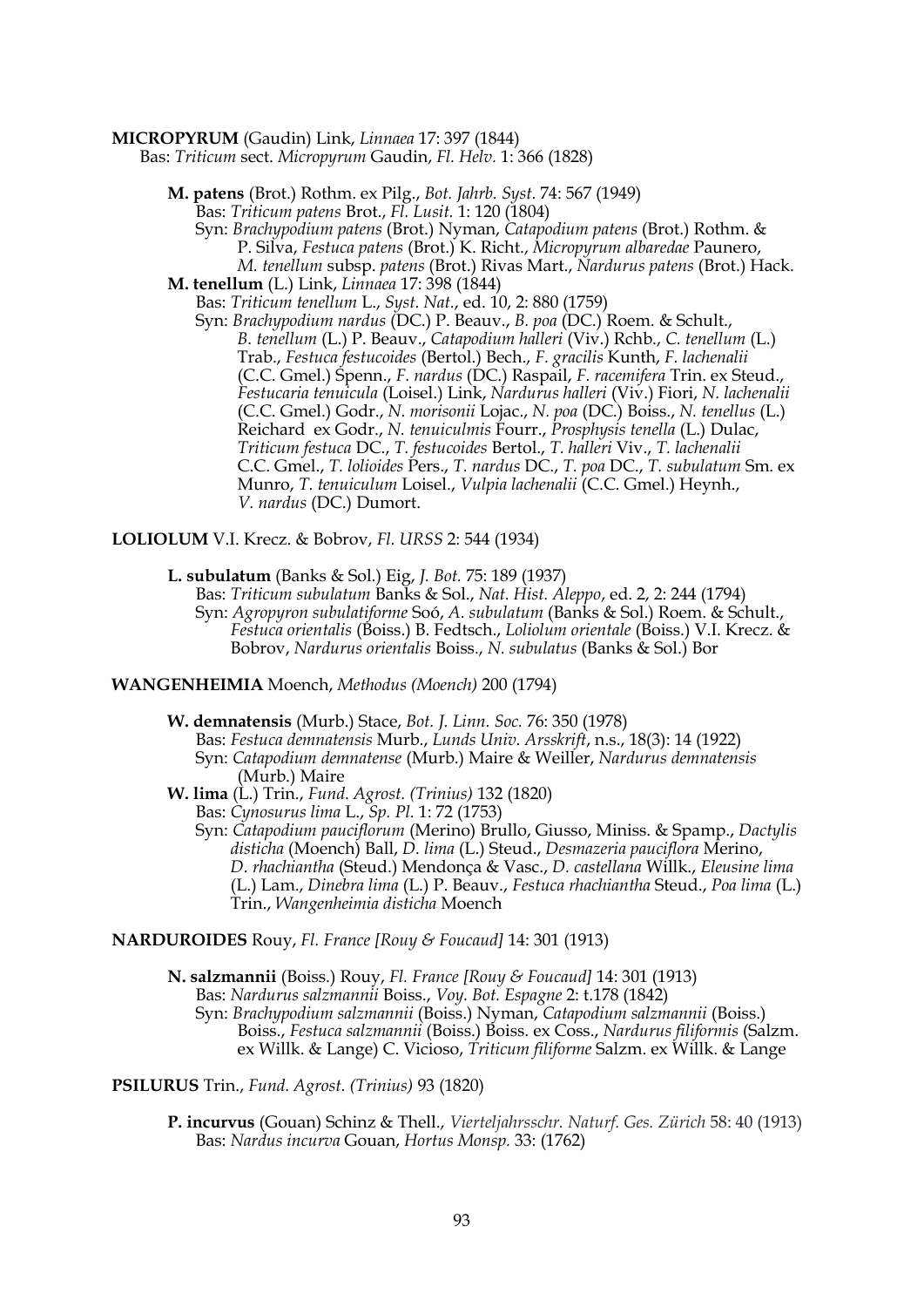**MICROPYRUM** (Gaudin) Link, *Linnaea* 17: 397 (1844)
Bas: *Triticum* sect. *Micropyrum* Gaudin, *Fl. Helv.* 1: 366 (1828)

**M. patens** (Brot.) Rothm. ex Pilg., *Bot. Jahrb. Syst.* 74: 567 (1949)
Bas: *Triticum patens* Brot., *Fl. Lusit.* 1: 120 (1804)
Syn: *Brachypodium patens* (Brot.) Nyman, *Catapodium patens* (Brot.) Rothm. & P. Silva, *Festuca patens* (Brot.) K. Richt., *Micropyrum albaredae* Paunero, *M. tenellum* subsp. *patens* (Brot.) Rivas Mart., *Nardurus patens* (Brot.) Hack.

**M. tenellum** (L.) Link, *Linnaea* 17: 398 (1844)
Bas: *Triticum tenellum* L., *Syst. Nat*., ed. 10, 2: 880 (1759)
Syn: *Brachypodium nardus* (DC.) P. Beauv., *B. poa* (DC.) Roem. & Schult., *B. tenellum* (L.) P. Beauv., *Catapodium halleri* (Viv.) Rchb., *C. tenellum* (L.) Trab., *Festuca festucoides* (Bertol.) Bech., *F. gracilis* Kunth, *F. lachenalii* (C.C. Gmel.) Spenn., *F. nardus* (DC.) Raspail, *F. racemifera* Trin. ex Steud., *Festucaria tenuicula* (Loisel.) Link, *Nardurus halleri* (Viv.) Fiori, *N. lachenalii* (C.C. Gmel.) Godr., *N. morisonii* Lojac., *N. poa* (DC.) Boiss., *N. tenellus* (L.) Reichard ex Godr., *N. tenuiculmis* Fourr., *Prosphysis tenella* (L.) Dulac, *Triticum festuca* DC., *T. festucoides* Bertol., *T. halleri* Viv., *T. lachenalii* C.C. Gmel., *T. lolioides* Pers., *T. nardus* DC., *T. poa* DC., *T. subulatum* Sm. ex Munro, *T. tenuiculum* Loisel., *Vulpia lachenalii* (C.C. Gmel.) Heynh., *V. nardus* (DC.) Dumort.

**LOLIOLUM** V.I. Krecz. & Bobrov, *Fl. URSS* 2: 544 (1934)

**L. subulatum** (Banks & Sol.) Eig, *J. Bot.* 75: 189 (1937)
Bas: *Triticum subulatum* Banks & Sol., *Nat. Hist. Aleppo*, ed. 2, 2: 244 (1794)
Syn: *Agropyron subulatiforme* Soó, *A. subulatum* (Banks & Sol.) Roem. & Schult., *Festuca orientalis* (Boiss.) B. Fedtsch., *Loliolum orientale* (Boiss.) V.I. Krecz. & Bobrov, *Nardurus orientalis* Boiss., *N. subulatus* (Banks & Sol.) Bor

**WANGENHEIMIA** Moench, *Methodus (Moench)* 200 (1794)

**W. demnatensis** (Murb.) Stace, *Bot. J. Linn. Soc.* 76: 350 (1978)
Bas: *Festuca demnatensis* Murb., *Lunds Univ. Arsskrift*, n.s., 18(3): 14 (1922)
Syn: *Catapodium demnatense* (Murb.) Maire & Weiller, *Nardurus demnatensis* (Murb.) Maire

**W. lima** (L.) Trin., *Fund. Agrost. (Trinius)* 132 (1820)
Bas: *Cynosurus lima* L., *Sp. Pl.* 1: 72 (1753)
Syn: *Catapodium pauciflorum* (Merino) Brullo, Giusso, Miniss. & Spamp., *Dactylis disticha* (Moench) Ball, *D. lima* (L.) Steud., *Desmazeria pauciflora* Merino, *D. rhachiantha* (Steud.) Mendonça & Vasc., *D. castellana* Willk., *Eleusine lima* (L.) Lam., *Dinebra lima* (L.) P. Beauv., *Festuca rhachiantha* Steud., *Poa lima* (L.) Trin., *Wangenheimia disticha* Moench

**NARDUROIDES** Rouy, *Fl. France [Rouy & Foucaud]* 14: 301 (1913)

**N. salzmannii** (Boiss.) Rouy, *Fl. France [Rouy & Foucaud]* 14: 301 (1913)
Bas: *Nardurus salzmannii* Boiss., *Voy. Bot. Espagne* 2: t.178 (1842)
Syn: *Brachypodium salzmannii* (Boiss.) Nyman, *Catapodium salzmannii* (Boiss.) Boiss., *Festuca salzmannii* (Boiss.) Boiss. ex Coss., *Nardurus filiformis* (Salzm. ex Willk. & Lange) C. Vicioso, *Triticum filiforme* Salzm. ex Willk. & Lange

**PSILURUS** Trin., *Fund. Agrost. (Trinius)* 93 (1820)

**P. incurvus** (Gouan) Schinz & Thell., *Vierteljahrsschr. Naturf. Ges. Zürich* 58: 40 (1913)
Bas: *Nardus incurva* Gouan, *Hortus Monsp.* 33: (1762)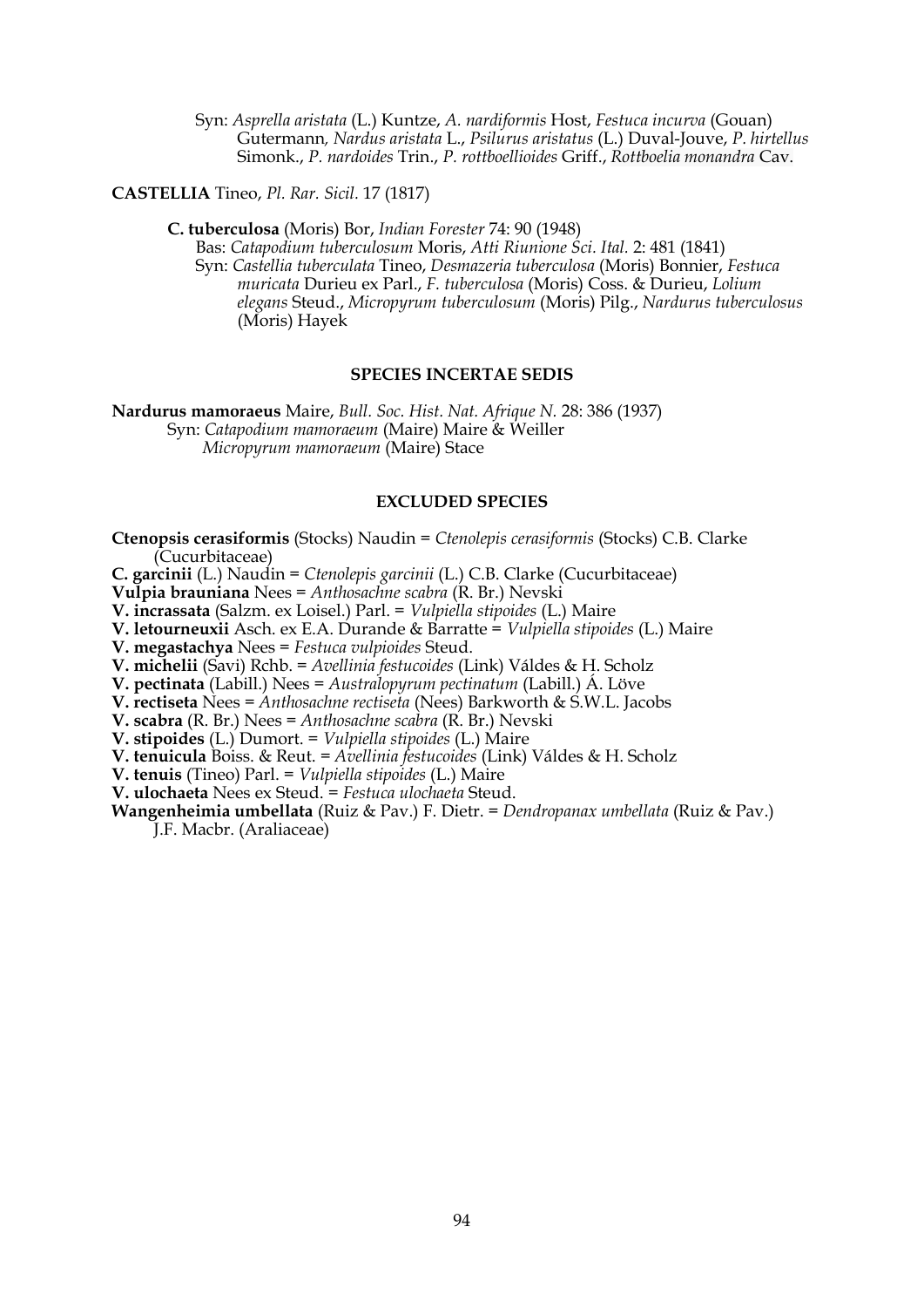Syn: *Asprella aristata* (L.) Kuntze, *A. nardiformis* Host, *Festuca incurva* (Gouan) Gutermann, *Nardus aristata* L., *Psilurus aristatus* (L.) Duval-Jouve, *P. hirtellus* Simonk., *P. nardoides* Trin., *P. rottboellioides* Griff., *Rottboelia monandra* Cav.

**CASTELLIA** Tineo, *Pl. Rar. Sicil.* 17 (1817)

**C. tuberculosa** (Moris) Bor, *Indian Forester* 74: 90 (1948)
Bas: *Catapodium tuberculosum* Moris, *Atti Riunione Sci. Ital.* 2: 481 (1841)
Syn: *Castellia tuberculata* Tineo, *Desmazeria tuberculosa* (Moris) Bonnier, *Festuca muricata* Durieu ex Parl., *F. tuberculosa* (Moris) Coss. & Durieu, *Lolium elegans* Steud., *Micropyrum tuberculosum* (Moris) Pilg., *Nardurus tuberculosus* (Moris) Hayek

## SPECIES INCERTAE SEDIS

**Nardurus mamoraeus** Maire, *Bull. Soc. Hist. Nat. Afrique N.* 28: 386 (1937)
Syn: *Catapodium mamoraeum* (Maire) Maire & Weiller
*Micropyrum mamoraeum* (Maire) Stace

## EXCLUDED SPECIES

**Ctenopsis cerasiformis** (Stocks) Naudin = *Ctenolepis cerasiformis* (Stocks) C.B. Clarke (Cucurbitaceae)
**C. garcinii** (L.) Naudin = *Ctenolepis garcinii* (L.) C.B. Clarke (Cucurbitaceae)
**Vulpia brauniana** Nees = *Anthosachne scabra* (R. Br.) Nevski
**V. incrassata** (Salzm. ex Loisel.) Parl. = *Vulpiella stipoides* (L.) Maire
**V. letourneuxii** Asch. ex E.A. Durande & Barratte = *Vulpiella stipoides* (L.) Maire
**V. megastachya** Nees = *Festuca vulpioides* Steud.
**V. michelii** (Savi) Rchb. = *Avellinia festucoides* (Link) Váldes & H. Scholz
**V. pectinata** (Labill.) Nees = *Australopyrum pectinatum* (Labill.) Á. Löve
**V. rectiseta** Nees = *Anthosachne rectiseta* (Nees) Barkworth & S.W.L. Jacobs
**V. scabra** (R. Br.) Nees = *Anthosachne scabra* (R. Br.) Nevski
**V. stipoides** (L.) Dumort. = *Vulpiella stipoides* (L.) Maire
**V. tenuicula** Boiss. & Reut. = *Avellinia festucoides* (Link) Váldes & H. Scholz
**V. tenuis** (Tineo) Parl. = *Vulpiella stipoides* (L.) Maire
**V. ulochaeta** Nees ex Steud. = *Festuca ulochaeta* Steud.
**Wangenheimia umbellata** (Ruiz & Pav.) F. Dietr. = *Dendropanax umbellata* (Ruiz & Pav.) J.F. Macbr. (Araliaceae)